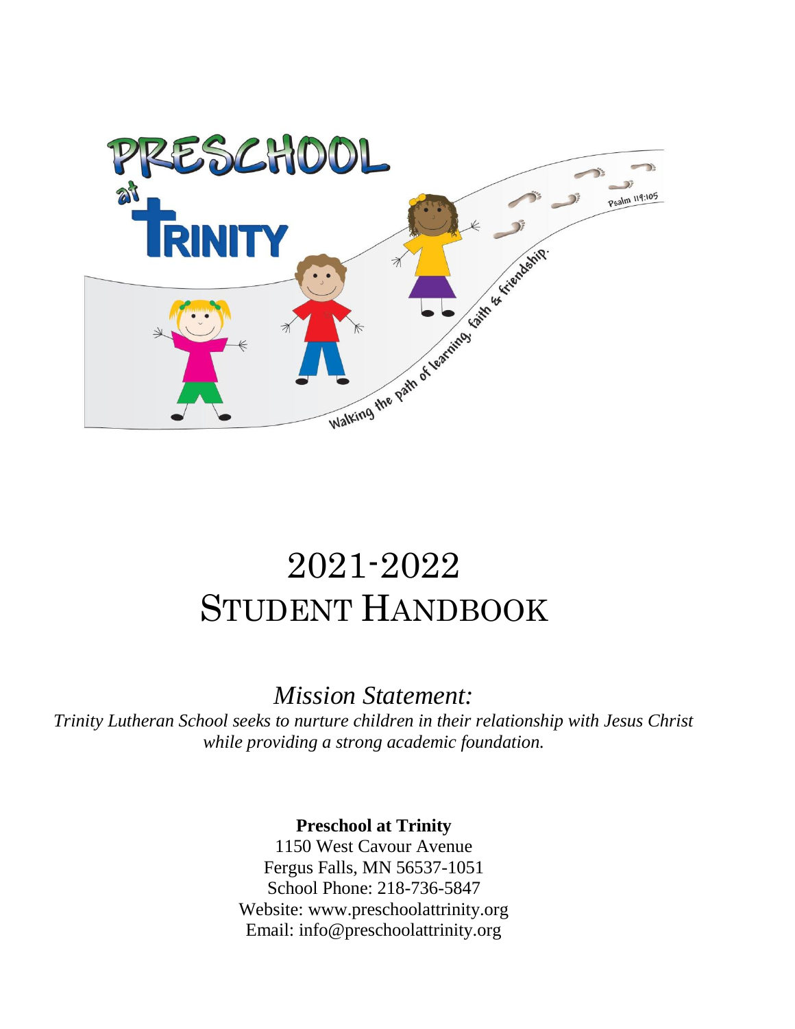# 2021-2022
# STUDENT HANDBOOK

*Mission Statement:*

*Trinity Lutheran School seeks to nurture children in their relationship with Jesus Christ while providing a strong academic foundation.*

**Preschool at Trinity**

1150 West Cavour Avenue
Fergus Falls, MN 56537-1051
School Phone: 218-736-5847
Website: www.preschoolattrinity.org
Email: info@preschoolattrinity.org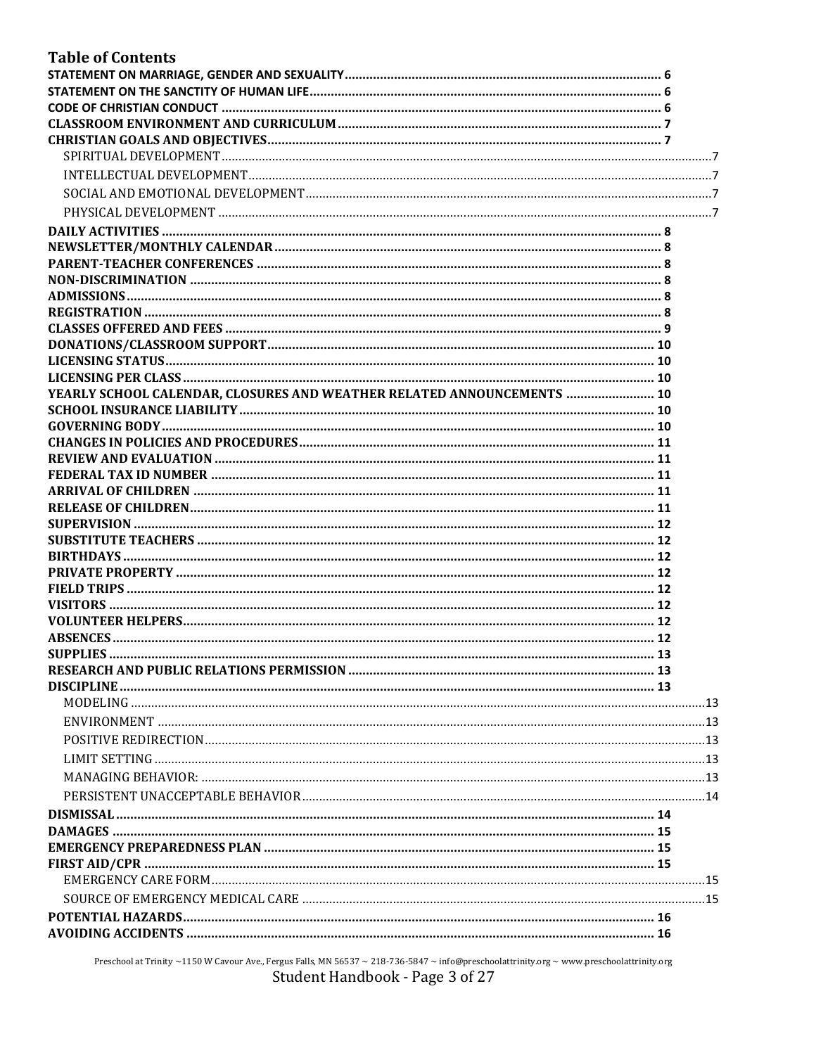## Table of Contents

**STATEMENT ON MARRIAGE, GENDER AND SEXUALITY** .......... 6
**STATEMENT ON THE SANCTITY OF HUMAN LIFE** .......... 6
**CODE OF CHRISTIAN CONDUCT** .......... 6
**CLASSROOM ENVIRONMENT AND CURRICULUM** .......... 7
**CHRISTIAN GOALS AND OBJECTIVES** .......... 7
- SPIRITUAL DEVELOPMENT .......... 7
- INTELLECTUAL DEVELOPMENT .......... 7
- SOCIAL AND EMOTIONAL DEVELOPMENT .......... 7
- PHYSICAL DEVELOPMENT .......... 7

**DAILY ACTIVITIES** .......... 8
**NEWSLETTER/MONTHLY CALENDAR** .......... 8
**PARENT-TEACHER CONFERENCES** .......... 8
**NON-DISCRIMINATION** .......... 8
**ADMISSIONS** .......... 8
**REGISTRATION** .......... 8
**CLASSES OFFERED AND FEES** .......... 9
**DONATIONS/CLASSROOM SUPPORT** .......... 10
**LICENSING STATUS** .......... 10
**LICENSING PER CLASS** .......... 10
**YEARLY SCHOOL CALENDAR, CLOSURES AND WEATHER RELATED ANNOUNCEMENTS** .......... 10
**SCHOOL INSURANCE LIABILITY** .......... 10
**GOVERNING BODY** .......... 10
**CHANGES IN POLICIES AND PROCEDURES** .......... 11
**REVIEW AND EVALUATION** .......... 11
**FEDERAL TAX ID NUMBER** .......... 11
**ARRIVAL OF CHILDREN** .......... 11
**RELEASE OF CHILDREN** .......... 11
**SUPERVISION** .......... 12
**SUBSTITUTE TEACHERS** .......... 12
**BIRTHDAYS** .......... 12
**PRIVATE PROPERTY** .......... 12
**FIELD TRIPS** .......... 12
**VISITORS** .......... 12
**VOLUNTEER HELPERS** .......... 12
**ABSENCES** .......... 12
**SUPPLIES** .......... 13
**RESEARCH AND PUBLIC RELATIONS PERMISSION** .......... 13
**DISCIPLINE** .......... 13
- MODELING .......... 13
- ENVIRONMENT .......... 13
- POSITIVE REDIRECTION .......... 13
- LIMIT SETTING .......... 13
- MANAGING BEHAVIOR: .......... 13
- PERSISTENT UNACCEPTABLE BEHAVIOR .......... 14

**DISMISSAL** .......... 14
**DAMAGES** .......... 15
**EMERGENCY PREPAREDNESS PLAN** .......... 15
**FIRST AID/CPR** .......... 15
- EMERGENCY CARE FORM .......... 15
- SOURCE OF EMERGENCY MEDICAL CARE .......... 15

**POTENTIAL HAZARDS** .......... 16
**AVOIDING ACCIDENTS** .......... 16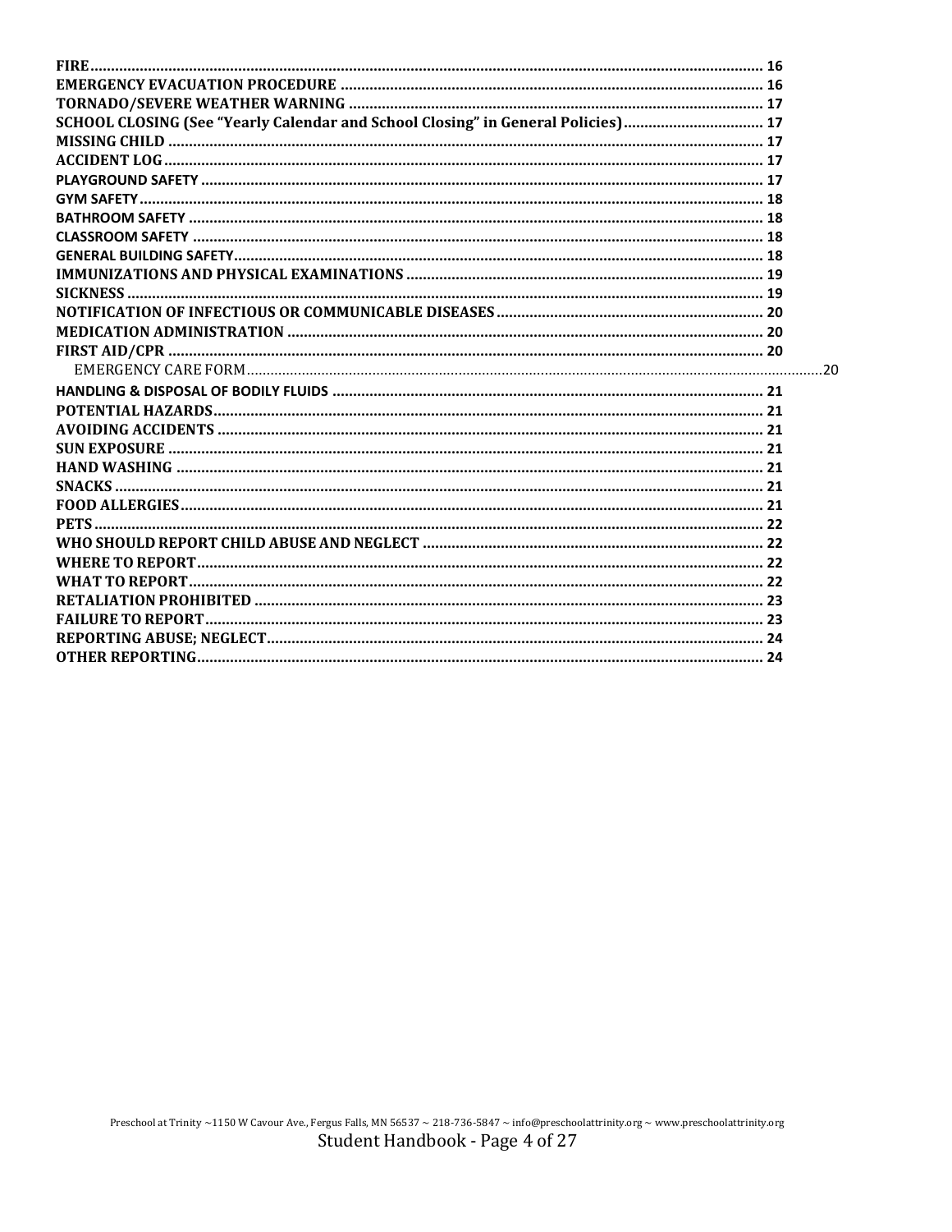**FIRE** .......... 16
**EMERGENCY EVACUATION PROCEDURE** .......... 16
**TORNADO/SEVERE WEATHER WARNING** .......... 17
**SCHOOL CLOSING (See "Yearly Calendar and School Closing" in General Policies)** .......... 17
**MISSING CHILD** .......... 17
**ACCIDENT LOG** .......... 17
**PLAYGROUND SAFETY** .......... 17
**GYM SAFETY** .......... 18
**BATHROOM SAFETY** .......... 18
**CLASSROOM SAFETY** .......... 18
**GENERAL BUILDING SAFETY** .......... 18
**IMMUNIZATIONS AND PHYSICAL EXAMINATIONS** .......... 19
**SICKNESS** .......... 19
**NOTIFICATION OF INFECTIOUS OR COMMUNICABLE DISEASES** .......... 20
**MEDICATION ADMINISTRATION** .......... 20
**FIRST AID/CPR** .......... 20
EMERGENCY CARE FORM .......... 20
**HANDLING & DISPOSAL OF BODILY FLUIDS** .......... 21
**POTENTIAL HAZARDS** .......... 21
**AVOIDING ACCIDENTS** .......... 21
**SUN EXPOSURE** .......... 21
**HAND WASHING** .......... 21
**SNACKS** .......... 21
**FOOD ALLERGIES** .......... 21
**PETS** .......... 22
**WHO SHOULD REPORT CHILD ABUSE AND NEGLECT** .......... 22
**WHERE TO REPORT** .......... 22
**WHAT TO REPORT** .......... 22
**RETALIATION PROHIBITED** .......... 23
**FAILURE TO REPORT** .......... 23
**REPORTING ABUSE; NEGLECT** .......... 24
**OTHER REPORTING** .......... 24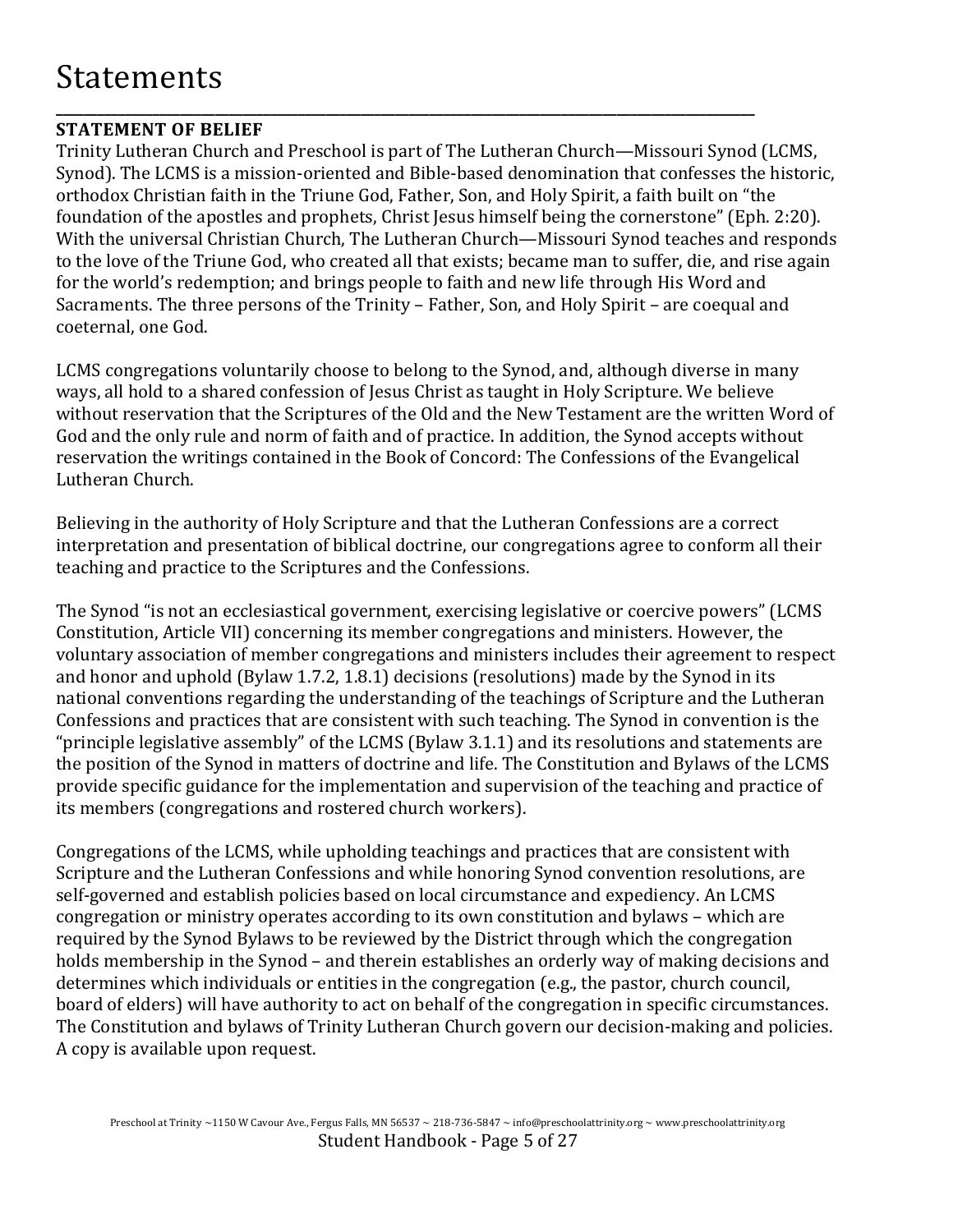# Statements

## STATEMENT OF BELIEF

Trinity Lutheran Church and Preschool is part of The Lutheran Church—Missouri Synod (LCMS, Synod). The LCMS is a mission-oriented and Bible-based denomination that confesses the historic, orthodox Christian faith in the Triune God, Father, Son, and Holy Spirit, a faith built on "the foundation of the apostles and prophets, Christ Jesus himself being the cornerstone" (Eph. 2:20). With the universal Christian Church, The Lutheran Church—Missouri Synod teaches and responds to the love of the Triune God, who created all that exists; became man to suffer, die, and rise again for the world's redemption; and brings people to faith and new life through His Word and Sacraments. The three persons of the Trinity – Father, Son, and Holy Spirit – are coequal and coeternal, one God.

LCMS congregations voluntarily choose to belong to the Synod, and, although diverse in many ways, all hold to a shared confession of Jesus Christ as taught in Holy Scripture. We believe without reservation that the Scriptures of the Old and the New Testament are the written Word of God and the only rule and norm of faith and of practice. In addition, the Synod accepts without reservation the writings contained in the Book of Concord: The Confessions of the Evangelical Lutheran Church.

Believing in the authority of Holy Scripture and that the Lutheran Confessions are a correct interpretation and presentation of biblical doctrine, our congregations agree to conform all their teaching and practice to the Scriptures and the Confessions.

The Synod "is not an ecclesiastical government, exercising legislative or coercive powers" (LCMS Constitution, Article VII) concerning its member congregations and ministers. However, the voluntary association of member congregations and ministers includes their agreement to respect and honor and uphold (Bylaw 1.7.2, 1.8.1) decisions (resolutions) made by the Synod in its national conventions regarding the understanding of the teachings of Scripture and the Lutheran Confessions and practices that are consistent with such teaching. The Synod in convention is the "principle legislative assembly" of the LCMS (Bylaw 3.1.1) and its resolutions and statements are the position of the Synod in matters of doctrine and life. The Constitution and Bylaws of the LCMS provide specific guidance for the implementation and supervision of the teaching and practice of its members (congregations and rostered church workers).

Congregations of the LCMS, while upholding teachings and practices that are consistent with Scripture and the Lutheran Confessions and while honoring Synod convention resolutions, are self-governed and establish policies based on local circumstance and expediency. An LCMS congregation or ministry operates according to its own constitution and bylaws – which are required by the Synod Bylaws to be reviewed by the District through which the congregation holds membership in the Synod – and therein establishes an orderly way of making decisions and determines which individuals or entities in the congregation (e.g., the pastor, church council, board of elders) will have authority to act on behalf of the congregation in specific circumstances. The Constitution and bylaws of Trinity Lutheran Church govern our decision-making and policies. A copy is available upon request.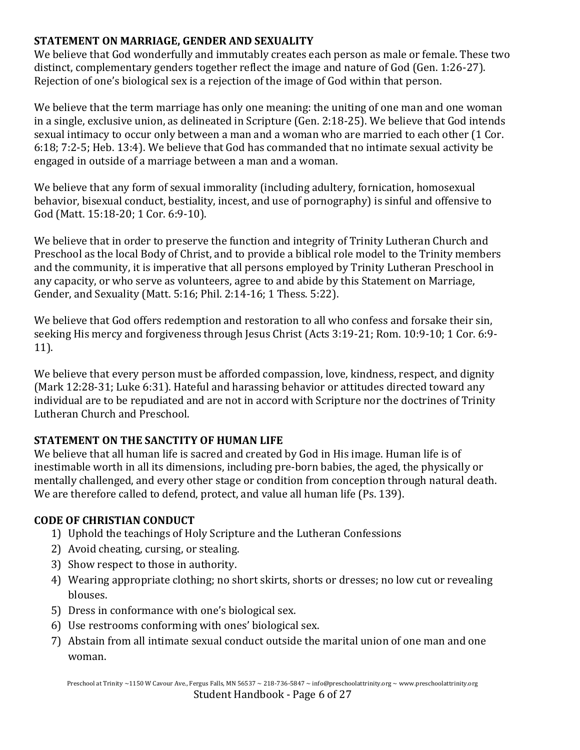## STATEMENT ON MARRIAGE, GENDER AND SEXUALITY

We believe that God wonderfully and immutably creates each person as male or female. These two distinct, complementary genders together reflect the image and nature of God (Gen. 1:26-27). Rejection of one's biological sex is a rejection of the image of God within that person.

We believe that the term marriage has only one meaning: the uniting of one man and one woman in a single, exclusive union, as delineated in Scripture (Gen. 2:18-25). We believe that God intends sexual intimacy to occur only between a man and a woman who are married to each other (1 Cor. 6:18; 7:2-5; Heb. 13:4). We believe that God has commanded that no intimate sexual activity be engaged in outside of a marriage between a man and a woman.

We believe that any form of sexual immorality (including adultery, fornication, homosexual behavior, bisexual conduct, bestiality, incest, and use of pornography) is sinful and offensive to God (Matt. 15:18-20; 1 Cor. 6:9-10).

We believe that in order to preserve the function and integrity of Trinity Lutheran Church and Preschool as the local Body of Christ, and to provide a biblical role model to the Trinity members and the community, it is imperative that all persons employed by Trinity Lutheran Preschool in any capacity, or who serve as volunteers, agree to and abide by this Statement on Marriage, Gender, and Sexuality (Matt. 5:16; Phil. 2:14-16; 1 Thess. 5:22).

We believe that God offers redemption and restoration to all who confess and forsake their sin, seeking His mercy and forgiveness through Jesus Christ (Acts 3:19-21; Rom. 10:9-10; 1 Cor. 6:9-11).

We believe that every person must be afforded compassion, love, kindness, respect, and dignity (Mark 12:28-31; Luke 6:31). Hateful and harassing behavior or attitudes directed toward any individual are to be repudiated and are not in accord with Scripture nor the doctrines of Trinity Lutheran Church and Preschool.

## STATEMENT ON THE SANCTITY OF HUMAN LIFE

We believe that all human life is sacred and created by God in His image. Human life is of inestimable worth in all its dimensions, including pre-born babies, the aged, the physically or mentally challenged, and every other stage or condition from conception through natural death. We are therefore called to defend, protect, and value all human life (Ps. 139).

## CODE OF CHRISTIAN CONDUCT

1) Uphold the teachings of Holy Scripture and the Lutheran Confessions
2) Avoid cheating, cursing, or stealing.
3) Show respect to those in authority.
4) Wearing appropriate clothing; no short skirts, shorts or dresses; no low cut or revealing blouses.
5) Dress in conformance with one's biological sex.
6) Use restrooms conforming with ones' biological sex.
7) Abstain from all intimate sexual conduct outside the marital union of one man and one woman.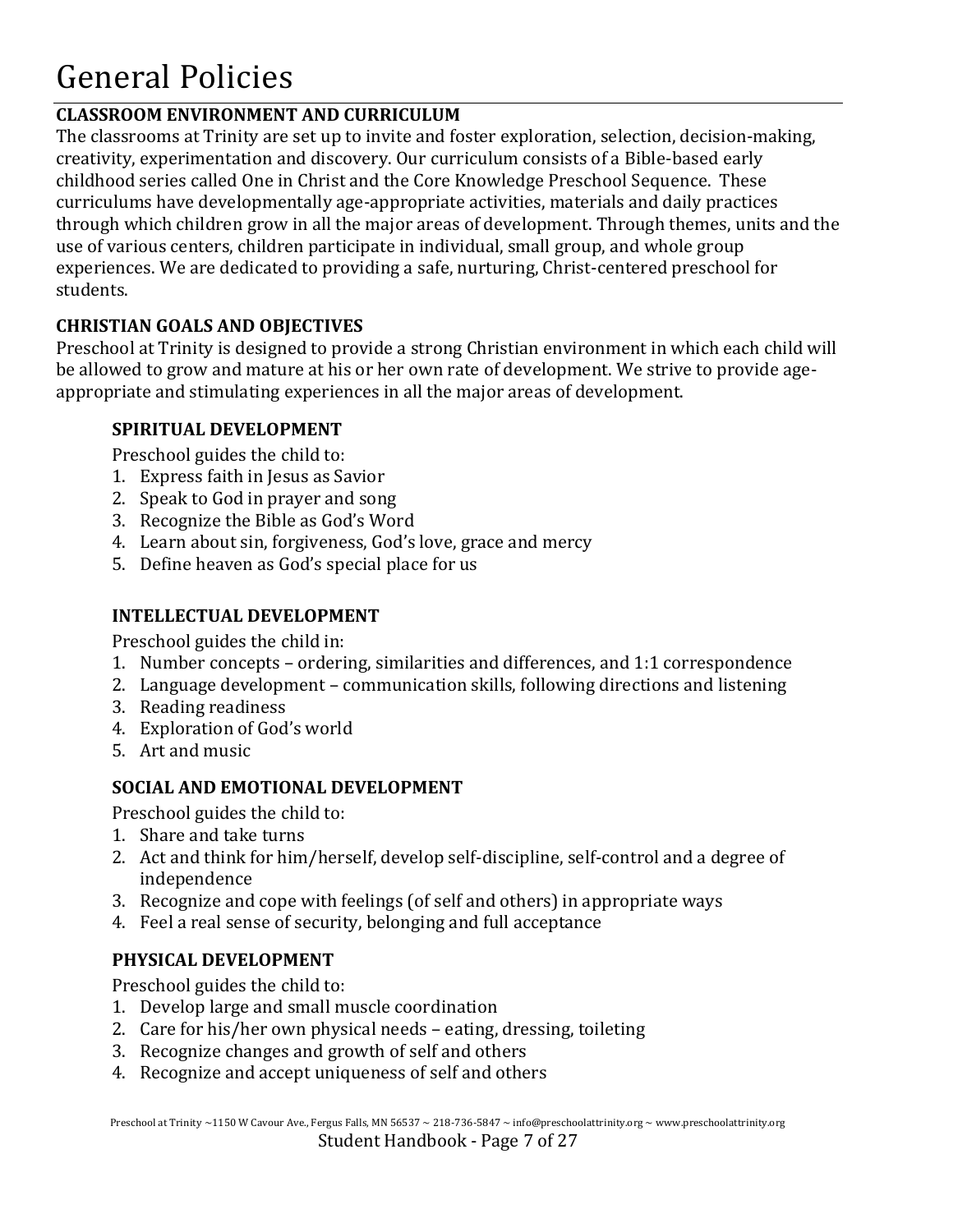# General Policies

## CLASSROOM ENVIRONMENT AND CURRICULUM

The classrooms at Trinity are set up to invite and foster exploration, selection, decision-making, creativity, experimentation and discovery. Our curriculum consists of a Bible-based early childhood series called One in Christ and the Core Knowledge Preschool Sequence. These curriculums have developmentally age-appropriate activities, materials and daily practices through which children grow in all the major areas of development. Through themes, units and the use of various centers, children participate in individual, small group, and whole group experiences. We are dedicated to providing a safe, nurturing, Christ-centered preschool for students.

## CHRISTIAN GOALS AND OBJECTIVES

Preschool at Trinity is designed to provide a strong Christian environment in which each child will be allowed to grow and mature at his or her own rate of development. We strive to provide age-appropriate and stimulating experiences in all the major areas of development.

### SPIRITUAL DEVELOPMENT

Preschool guides the child to:

1. Express faith in Jesus as Savior
2. Speak to God in prayer and song
3. Recognize the Bible as God's Word
4. Learn about sin, forgiveness, God's love, grace and mercy
5. Define heaven as God's special place for us

### INTELLECTUAL DEVELOPMENT

Preschool guides the child in:

1. Number concepts – ordering, similarities and differences, and 1:1 correspondence
2. Language development – communication skills, following directions and listening
3. Reading readiness
4. Exploration of God's world
5. Art and music

### SOCIAL AND EMOTIONAL DEVELOPMENT

Preschool guides the child to:

1. Share and take turns
2. Act and think for him/herself, develop self-discipline, self-control and a degree of independence
3. Recognize and cope with feelings (of self and others) in appropriate ways
4. Feel a real sense of security, belonging and full acceptance

### PHYSICAL DEVELOPMENT

Preschool guides the child to:

1. Develop large and small muscle coordination
2. Care for his/her own physical needs – eating, dressing, toileting
3. Recognize changes and growth of self and others
4. Recognize and accept uniqueness of self and others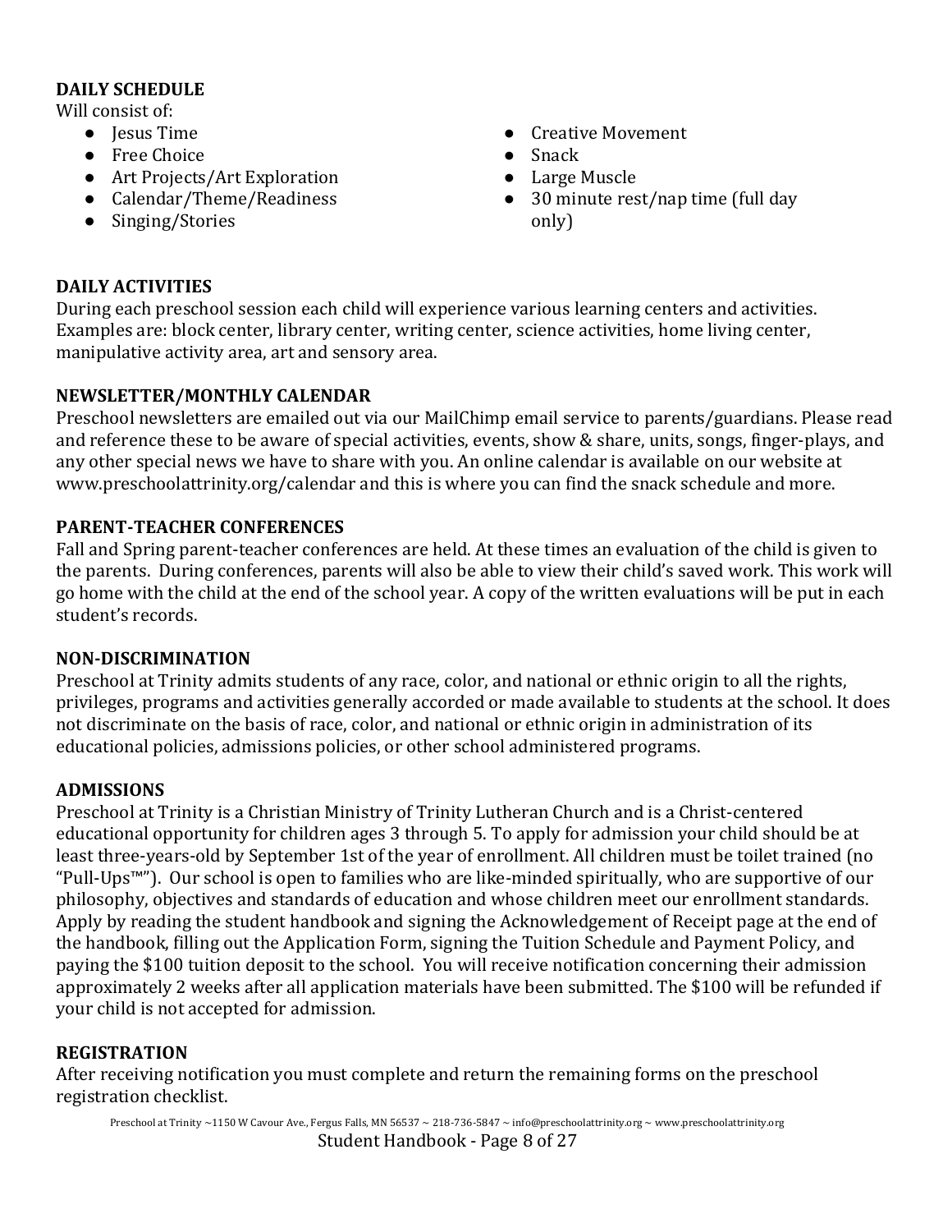**DAILY SCHEDULE**

Will consist of:

- Jesus Time
- Free Choice
- Art Projects/Art Exploration
- Calendar/Theme/Readiness
- Singing/Stories
- Creative Movement
- Snack
- Large Muscle
- 30 minute rest/nap time (full day only)

**DAILY ACTIVITIES**

During each preschool session each child will experience various learning centers and activities. Examples are: block center, library center, writing center, science activities, home living center, manipulative activity area, art and sensory area.

**NEWSLETTER/MONTHLY CALENDAR**

Preschool newsletters are emailed out via our MailChimp email service to parents/guardians. Please read and reference these to be aware of special activities, events, show & share, units, songs, finger-plays, and any other special news we have to share with you. An online calendar is available on our website at www.preschoolattrinity.org/calendar and this is where you can find the snack schedule and more.

**PARENT-TEACHER CONFERENCES**

Fall and Spring parent-teacher conferences are held. At these times an evaluation of the child is given to the parents. During conferences, parents will also be able to view their child's saved work. This work will go home with the child at the end of the school year. A copy of the written evaluations will be put in each student's records.

**NON-DISCRIMINATION**

Preschool at Trinity admits students of any race, color, and national or ethnic origin to all the rights, privileges, programs and activities generally accorded or made available to students at the school. It does not discriminate on the basis of race, color, and national or ethnic origin in administration of its educational policies, admissions policies, or other school administered programs.

**ADMISSIONS**

Preschool at Trinity is a Christian Ministry of Trinity Lutheran Church and is a Christ-centered educational opportunity for children ages 3 through 5. To apply for admission your child should be at least three-years-old by September 1st of the year of enrollment. All children must be toilet trained (no "Pull-Ups™"). Our school is open to families who are like-minded spiritually, who are supportive of our philosophy, objectives and standards of education and whose children meet our enrollment standards. Apply by reading the student handbook and signing the Acknowledgement of Receipt page at the end of the handbook, filling out the Application Form, signing the Tuition Schedule and Payment Policy, and paying the $100 tuition deposit to the school. You will receive notification concerning their admission approximately 2 weeks after all application materials have been submitted. The $100 will be refunded if your child is not accepted for admission.

**REGISTRATION**

After receiving notification you must complete and return the remaining forms on the preschool registration checklist.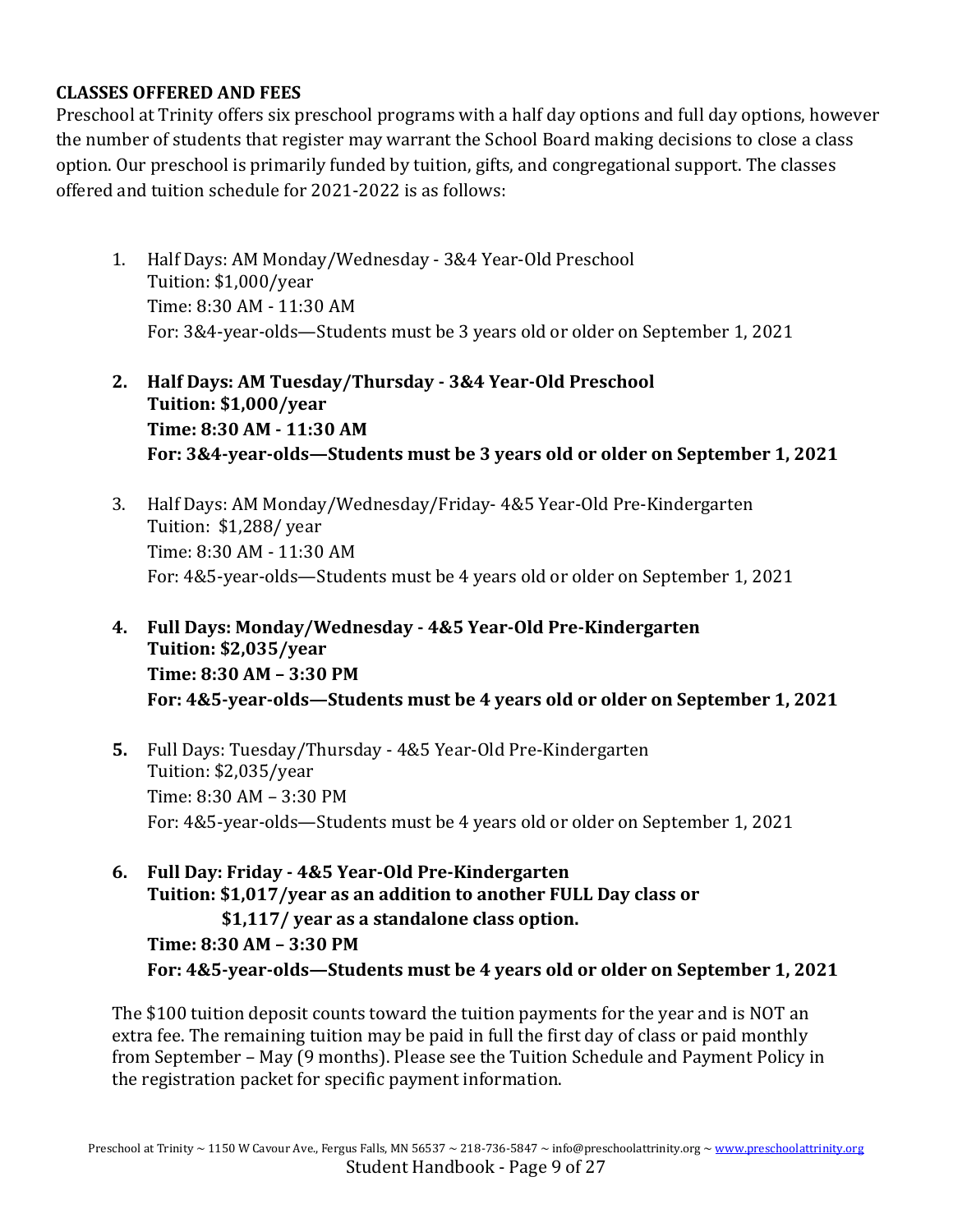**CLASSES OFFERED AND FEES**

Preschool at Trinity offers six preschool programs with a half day options and full day options, however the number of students that register may warrant the School Board making decisions to close a class option. Our preschool is primarily funded by tuition, gifts, and congregational support. The classes offered and tuition schedule for 2021-2022 is as follows:

1. Half Days: AM Monday/Wednesday - 3&4 Year-Old Preschool
   Tuition: $1,000/year
   Time: 8:30 AM - 11:30 AM
   For: 3&4-year-olds—Students must be 3 years old or older on September 1, 2021

2. **Half Days: AM Tuesday/Thursday - 3&4 Year-Old Preschool**
   **Tuition: $1,000/year**
   **Time: 8:30 AM - 11:30 AM**
   **For: 3&4-year-olds—Students must be 3 years old or older on September 1, 2021**

3. Half Days: AM Monday/Wednesday/Friday- 4&5 Year-Old Pre-Kindergarten
   Tuition: $1,288/ year
   Time: 8:30 AM - 11:30 AM
   For: 4&5-year-olds—Students must be 4 years old or older on September 1, 2021

4. **Full Days: Monday/Wednesday - 4&5 Year-Old Pre-Kindergarten**
   **Tuition: $2,035/year**
   **Time: 8:30 AM – 3:30 PM**
   **For: 4&5-year-olds—Students must be 4 years old or older on September 1, 2021**

5. Full Days: Tuesday/Thursday - 4&5 Year-Old Pre-Kindergarten
   Tuition: $2,035/year
   Time: 8:30 AM – 3:30 PM
   For: 4&5-year-olds—Students must be 4 years old or older on September 1, 2021

6. **Full Day: Friday - 4&5 Year-Old Pre-Kindergarten**
   **Tuition: $1,017/year as an addition to another FULL Day class or**
   **$1,117/ year as a standalone class option.**
   **Time: 8:30 AM – 3:30 PM**
   **For: 4&5-year-olds—Students must be 4 years old or older on September 1, 2021**

The $100 tuition deposit counts toward the tuition payments for the year and is NOT an extra fee. The remaining tuition may be paid in full the first day of class or paid monthly from September – May (9 months). Please see the Tuition Schedule and Payment Policy in the registration packet for specific payment information.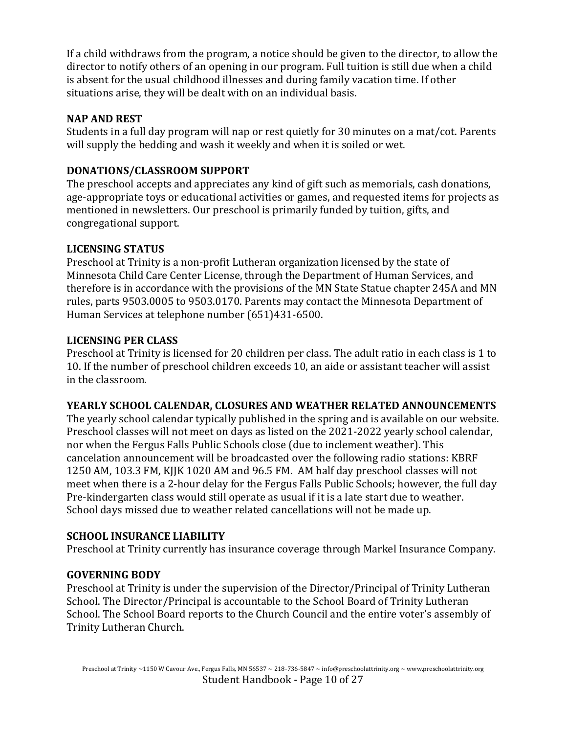If a child withdraws from the program, a notice should be given to the director, to allow the director to notify others of an opening in our program. Full tuition is still due when a child is absent for the usual childhood illnesses and during family vacation time. If other situations arise, they will be dealt with on an individual basis.

**NAP AND REST**

Students in a full day program will nap or rest quietly for 30 minutes on a mat/cot. Parents will supply the bedding and wash it weekly and when it is soiled or wet.

**DONATIONS/CLASSROOM SUPPORT**

The preschool accepts and appreciates any kind of gift such as memorials, cash donations, age-appropriate toys or educational activities or games, and requested items for projects as mentioned in newsletters. Our preschool is primarily funded by tuition, gifts, and congregational support.

**LICENSING STATUS**

Preschool at Trinity is a non-profit Lutheran organization licensed by the state of Minnesota Child Care Center License, through the Department of Human Services, and therefore is in accordance with the provisions of the MN State Statue chapter 245A and MN rules, parts 9503.0005 to 9503.0170. Parents may contact the Minnesota Department of Human Services at telephone number (651)431-6500.

**LICENSING PER CLASS**

Preschool at Trinity is licensed for 20 children per class. The adult ratio in each class is 1 to 10. If the number of preschool children exceeds 10, an aide or assistant teacher will assist in the classroom.

**YEARLY SCHOOL CALENDAR, CLOSURES AND WEATHER RELATED ANNOUNCEMENTS**

The yearly school calendar typically published in the spring and is available on our website. Preschool classes will not meet on days as listed on the 2021-2022 yearly school calendar, nor when the Fergus Falls Public Schools close (due to inclement weather). This cancelation announcement will be broadcasted over the following radio stations: KBRF 1250 AM, 103.3 FM, KJJK 1020 AM and 96.5 FM. AM half day preschool classes will not meet when there is a 2-hour delay for the Fergus Falls Public Schools; however, the full day Pre-kindergarten class would still operate as usual if it is a late start due to weather. School days missed due to weather related cancellations will not be made up.

**SCHOOL INSURANCE LIABILITY**

Preschool at Trinity currently has insurance coverage through Markel Insurance Company.

**GOVERNING BODY**

Preschool at Trinity is under the supervision of the Director/Principal of Trinity Lutheran School. The Director/Principal is accountable to the School Board of Trinity Lutheran School. The School Board reports to the Church Council and the entire voter's assembly of Trinity Lutheran Church.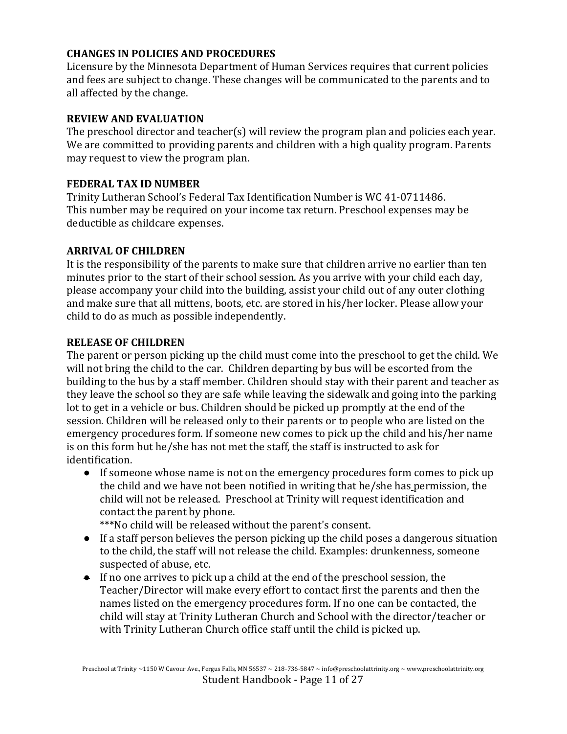## CHANGES IN POLICIES AND PROCEDURES

Licensure by the Minnesota Department of Human Services requires that current policies and fees are subject to change. These changes will be communicated to the parents and to all affected by the change.

## REVIEW AND EVALUATION

The preschool director and teacher(s) will review the program plan and policies each year. We are committed to providing parents and children with a high quality program. Parents may request to view the program plan.

## FEDERAL TAX ID NUMBER

Trinity Lutheran School's Federal Tax Identification Number is WC 41-0711486.
This number may be required on your income tax return. Preschool expenses may be deductible as childcare expenses.

## ARRIVAL OF CHILDREN

It is the responsibility of the parents to make sure that children arrive no earlier than ten minutes prior to the start of their school session. As you arrive with your child each day, please accompany your child into the building, assist your child out of any outer clothing and make sure that all mittens, boots, etc. are stored in his/her locker. Please allow your child to do as much as possible independently.

## RELEASE OF CHILDREN

The parent or person picking up the child must come into the preschool to get the child. We will not bring the child to the car. Children departing by bus will be escorted from the building to the bus by a staff member. Children should stay with their parent and teacher as they leave the school so they are safe while leaving the sidewalk and going into the parking lot to get in a vehicle or bus. Children should be picked up promptly at the end of the session. Children will be released only to their parents or to people who are listed on the emergency procedures form. If someone new comes to pick up the child and his/her name is on this form but he/she has not met the staff, the staff is instructed to ask for identification.

- If someone whose name is not on the emergency procedures form comes to pick up the child and we have not been notified in writing that he/she has permission, the child will not be released. Preschool at Trinity will request identification and contact the parent by phone.
  ***No child will be released without the parent's consent.
- If a staff person believes the person picking up the child poses a dangerous situation to the child, the staff will not release the child. Examples: drunkenness, someone suspected of abuse, etc.
- If no one arrives to pick up a child at the end of the preschool session, the Teacher/Director will make every effort to contact first the parents and then the names listed on the emergency procedures form. If no one can be contacted, the child will stay at Trinity Lutheran Church and School with the director/teacher or with Trinity Lutheran Church office staff until the child is picked up.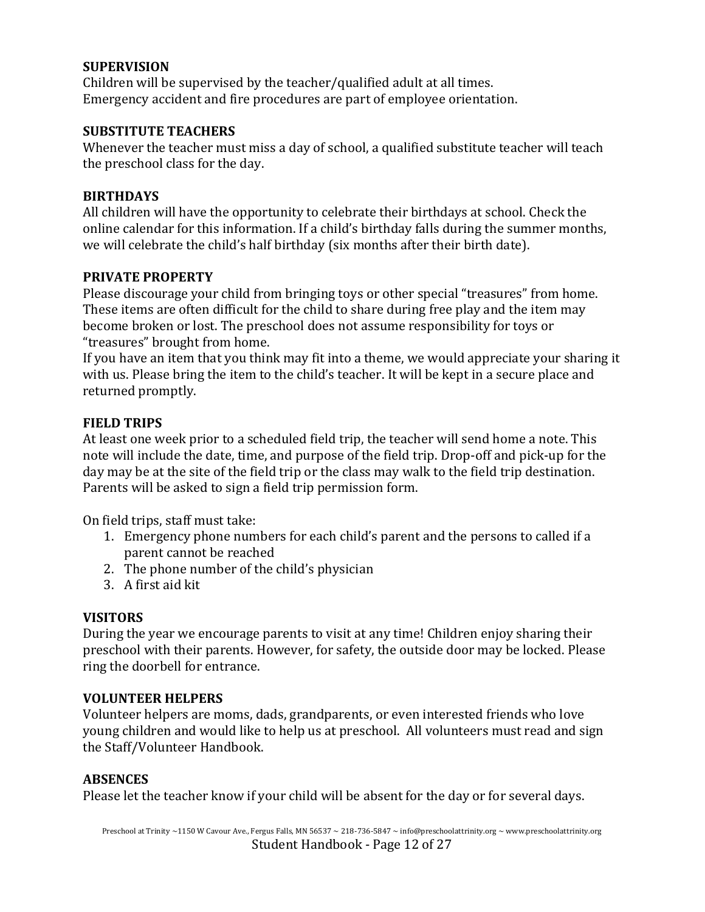**SUPERVISION**
Children will be supervised by the teacher/qualified adult at all times.
Emergency accident and fire procedures are part of employee orientation.

**SUBSTITUTE TEACHERS**
Whenever the teacher must miss a day of school, a qualified substitute teacher will teach the preschool class for the day.

**BIRTHDAYS**
All children will have the opportunity to celebrate their birthdays at school. Check the online calendar for this information. If a child's birthday falls during the summer months, we will celebrate the child's half birthday (six months after their birth date).

**PRIVATE PROPERTY**
Please discourage your child from bringing toys or other special "treasures" from home. These items are often difficult for the child to share during free play and the item may become broken or lost. The preschool does not assume responsibility for toys or "treasures" brought from home.
If you have an item that you think may fit into a theme, we would appreciate your sharing it with us. Please bring the item to the child's teacher. It will be kept in a secure place and returned promptly.

**FIELD TRIPS**
At least one week prior to a scheduled field trip, the teacher will send home a note. This note will include the date, time, and purpose of the field trip. Drop-off and pick-up for the day may be at the site of the field trip or the class may walk to the field trip destination. Parents will be asked to sign a field trip permission form.

On field trips, staff must take:

1. Emergency phone numbers for each child's parent and the persons to called if a parent cannot be reached
2. The phone number of the child's physician
3. A first aid kit

**VISITORS**
During the year we encourage parents to visit at any time! Children enjoy sharing their preschool with their parents. However, for safety, the outside door may be locked. Please ring the doorbell for entrance.

**VOLUNTEER HELPERS**
Volunteer helpers are moms, dads, grandparents, or even interested friends who love young children and would like to help us at preschool. All volunteers must read and sign the Staff/Volunteer Handbook.

**ABSENCES**
Please let the teacher know if your child will be absent for the day or for several days.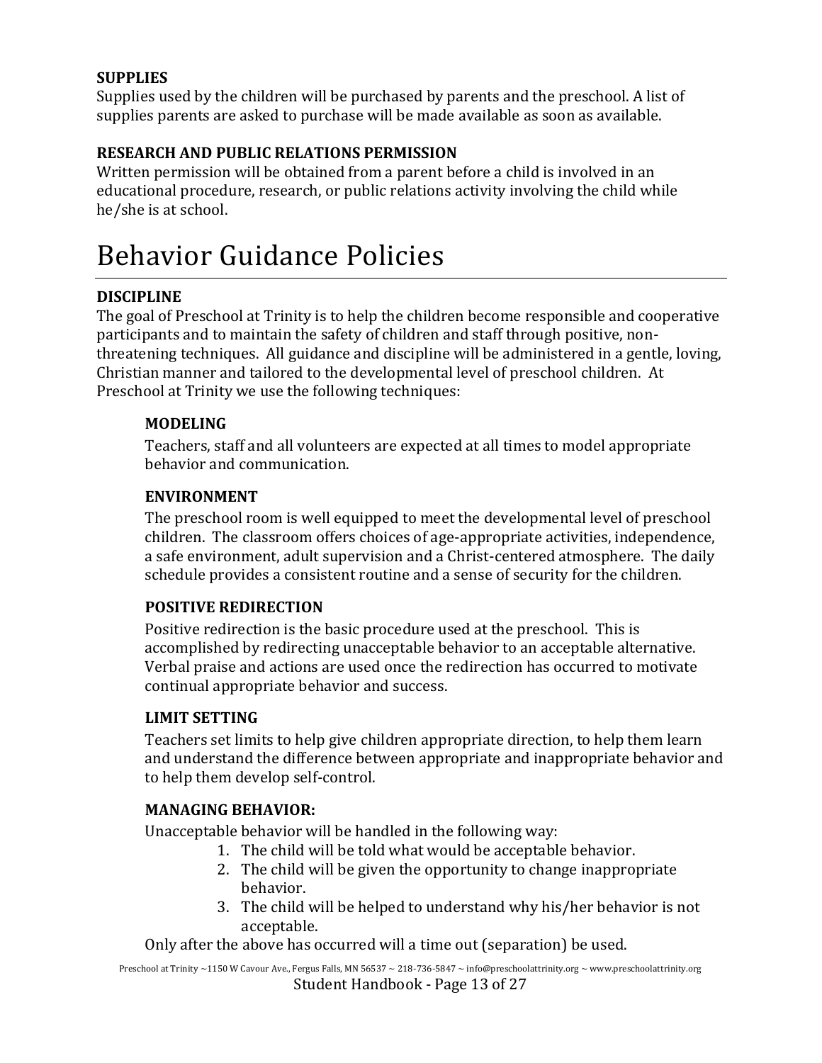**SUPPLIES**

Supplies used by the children will be purchased by parents and the preschool. A list of supplies parents are asked to purchase will be made available as soon as available.

**RESEARCH AND PUBLIC RELATIONS PERMISSION**

Written permission will be obtained from a parent before a child is involved in an educational procedure, research, or public relations activity involving the child while he/she is at school.

# Behavior Guidance Policies

**DISCIPLINE**

The goal of Preschool at Trinity is to help the children become responsible and cooperative participants and to maintain the safety of children and staff through positive, non-threatening techniques. All guidance and discipline will be administered in a gentle, loving, Christian manner and tailored to the developmental level of preschool children. At Preschool at Trinity we use the following techniques:

**MODELING**

Teachers, staff and all volunteers are expected at all times to model appropriate behavior and communication.

**ENVIRONMENT**

The preschool room is well equipped to meet the developmental level of preschool children. The classroom offers choices of age-appropriate activities, independence, a safe environment, adult supervision and a Christ-centered atmosphere. The daily schedule provides a consistent routine and a sense of security for the children.

**POSITIVE REDIRECTION**

Positive redirection is the basic procedure used at the preschool. This is accomplished by redirecting unacceptable behavior to an acceptable alternative. Verbal praise and actions are used once the redirection has occurred to motivate continual appropriate behavior and success.

**LIMIT SETTING**

Teachers set limits to help give children appropriate direction, to help them learn and understand the difference between appropriate and inappropriate behavior and to help them develop self-control.

**MANAGING BEHAVIOR:**

Unacceptable behavior will be handled in the following way:

1. The child will be told what would be acceptable behavior.
2. The child will be given the opportunity to change inappropriate behavior.
3. The child will be helped to understand why his/her behavior is not acceptable.

Only after the above has occurred will a time out (separation) be used.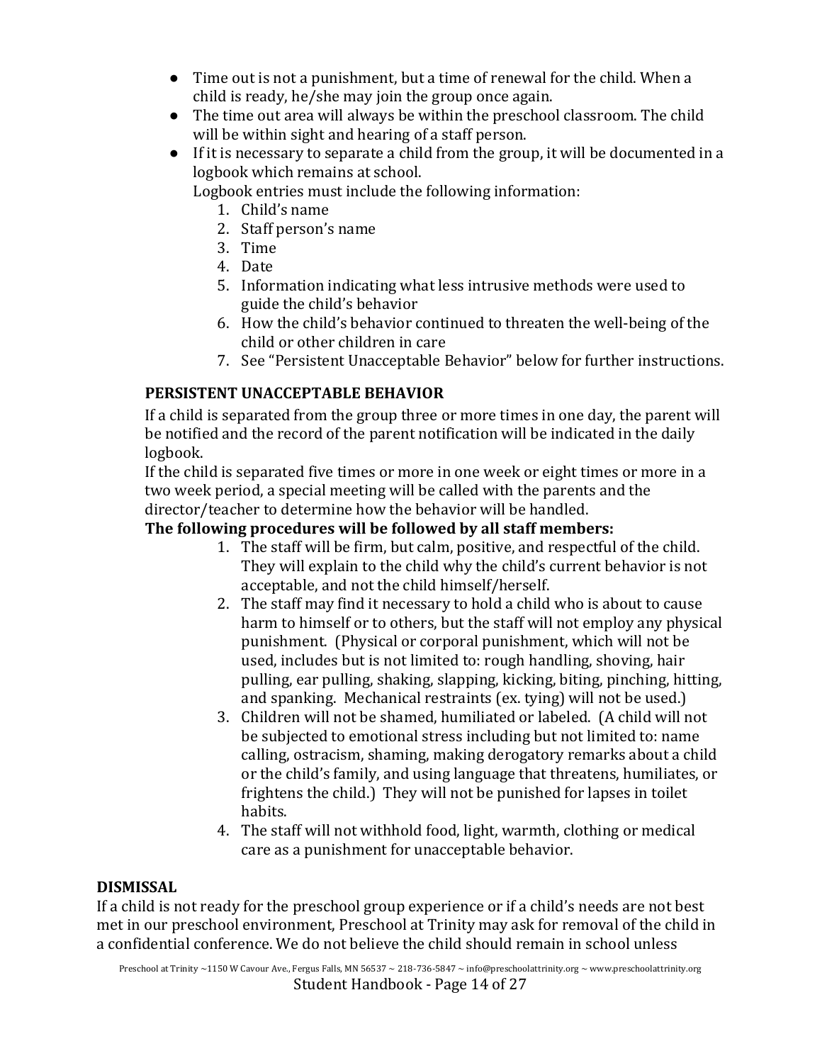- Time out is not a punishment, but a time of renewal for the child. When a child is ready, he/she may join the group once again.
- The time out area will always be within the preschool classroom. The child will be within sight and hearing of a staff person.
- If it is necessary to separate a child from the group, it will be documented in a logbook which remains at school.

  Logbook entries must include the following information:
  1. Child's name
  2. Staff person's name
  3. Time
  4. Date
  5. Information indicating what less intrusive methods were used to guide the child's behavior
  6. How the child's behavior continued to threaten the well-being of the child or other children in care
  7. See "Persistent Unacceptable Behavior" below for further instructions.

### PERSISTENT UNACCEPTABLE BEHAVIOR

If a child is separated from the group three or more times in one day, the parent will be notified and the record of the parent notification will be indicated in the daily logbook.

If the child is separated five times or more in one week or eight times or more in a two week period, a special meeting will be called with the parents and the director/teacher to determine how the behavior will be handled.

**The following procedures will be followed by all staff members:**

1. The staff will be firm, but calm, positive, and respectful of the child. They will explain to the child why the child's current behavior is not acceptable, and not the child himself/herself.
2. The staff may find it necessary to hold a child who is about to cause harm to himself or to others, but the staff will not employ any physical punishment. (Physical or corporal punishment, which will not be used, includes but is not limited to: rough handling, shoving, hair pulling, ear pulling, shaking, slapping, kicking, biting, pinching, hitting, and spanking. Mechanical restraints (ex. tying) will not be used.)
3. Children will not be shamed, humiliated or labeled. (A child will not be subjected to emotional stress including but not limited to: name calling, ostracism, shaming, making derogatory remarks about a child or the child's family, and using language that threatens, humiliates, or frightens the child.) They will not be punished for lapses in toilet habits.
4. The staff will not withhold food, light, warmth, clothing or medical care as a punishment for unacceptable behavior.

### DISMISSAL

If a child is not ready for the preschool group experience or if a child's needs are not best met in our preschool environment, Preschool at Trinity may ask for removal of the child in a confidential conference. We do not believe the child should remain in school unless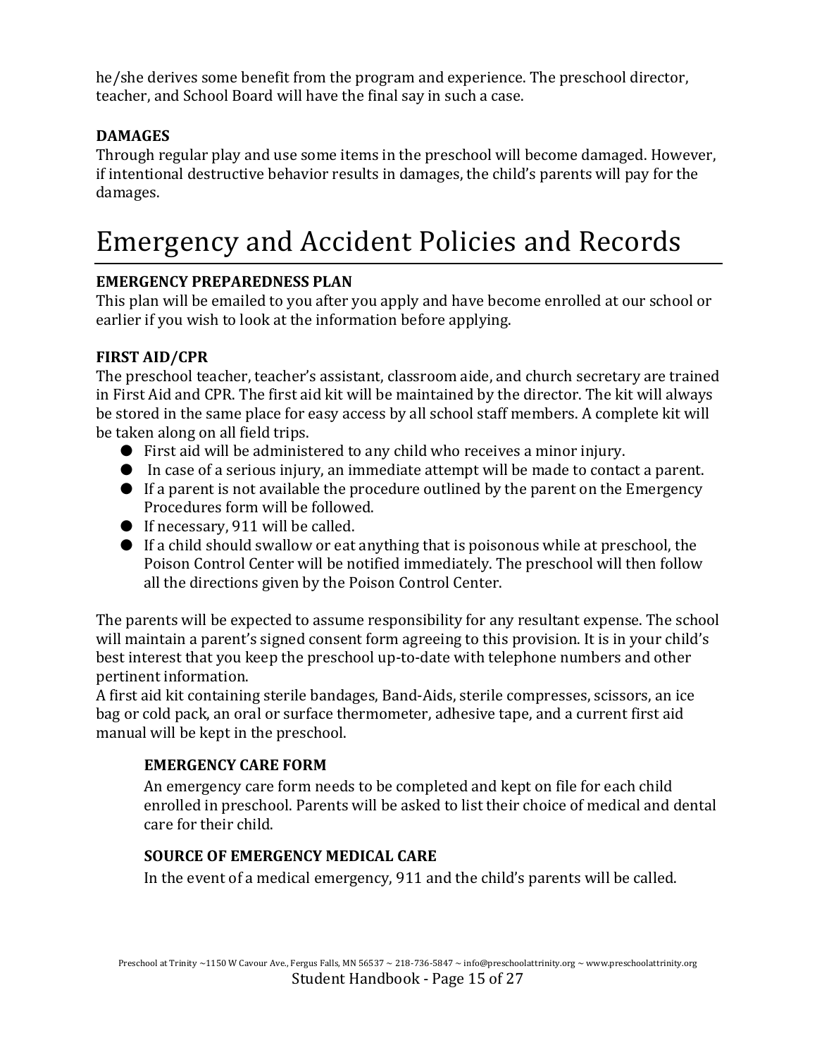he/she derives some benefit from the program and experience. The preschool director, teacher, and School Board will have the final say in such a case.

**DAMAGES**

Through regular play and use some items in the preschool will become damaged. However, if intentional destructive behavior results in damages, the child's parents will pay for the damages.

# Emergency and Accident Policies and Records

**EMERGENCY PREPAREDNESS PLAN**

This plan will be emailed to you after you apply and have become enrolled at our school or earlier if you wish to look at the information before applying.

**FIRST AID/CPR**

The preschool teacher, teacher's assistant, classroom aide, and church secretary are trained in First Aid and CPR. The first aid kit will be maintained by the director. The kit will always be stored in the same place for easy access by all school staff members. A complete kit will be taken along on all field trips.

- First aid will be administered to any child who receives a minor injury.
- In case of a serious injury, an immediate attempt will be made to contact a parent.
- If a parent is not available the procedure outlined by the parent on the Emergency Procedures form will be followed.
- If necessary, 911 will be called.
- If a child should swallow or eat anything that is poisonous while at preschool, the Poison Control Center will be notified immediately. The preschool will then follow all the directions given by the Poison Control Center.

The parents will be expected to assume responsibility for any resultant expense. The school will maintain a parent's signed consent form agreeing to this provision. It is in your child's best interest that you keep the preschool up-to-date with telephone numbers and other pertinent information.

A first aid kit containing sterile bandages, Band-Aids, sterile compresses, scissors, an ice bag or cold pack, an oral or surface thermometer, adhesive tape, and a current first aid manual will be kept in the preschool.

**EMERGENCY CARE FORM**

An emergency care form needs to be completed and kept on file for each child enrolled in preschool. Parents will be asked to list their choice of medical and dental care for their child.

**SOURCE OF EMERGENCY MEDICAL CARE**

In the event of a medical emergency, 911 and the child's parents will be called.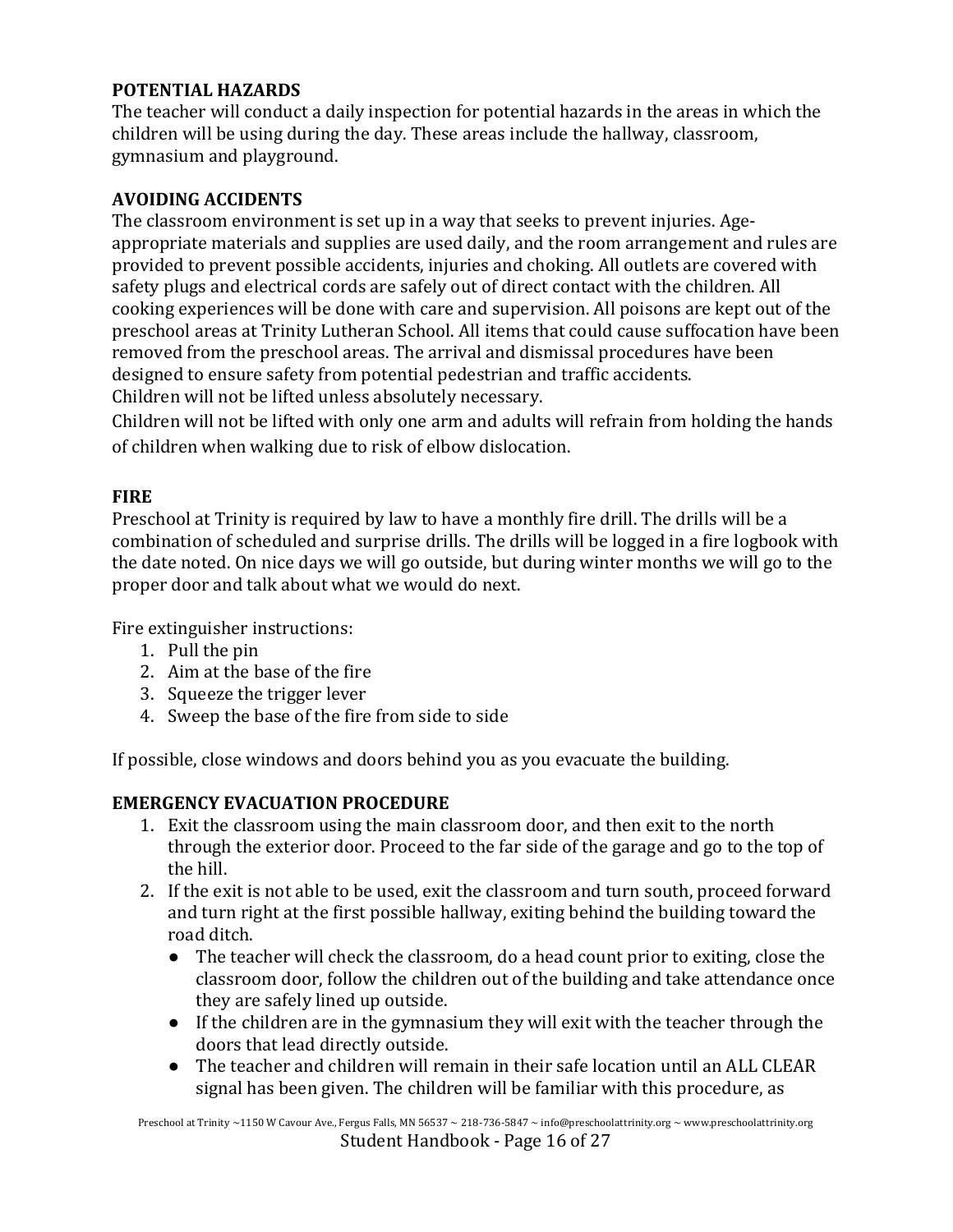**POTENTIAL HAZARDS**
The teacher will conduct a daily inspection for potential hazards in the areas in which the children will be using during the day. These areas include the hallway, classroom, gymnasium and playground.

**AVOIDING ACCIDENTS**
The classroom environment is set up in a way that seeks to prevent injuries. Age-appropriate materials and supplies are used daily, and the room arrangement and rules are provided to prevent possible accidents, injuries and choking. All outlets are covered with safety plugs and electrical cords are safely out of direct contact with the children. All cooking experiences will be done with care and supervision. All poisons are kept out of the preschool areas at Trinity Lutheran School. All items that could cause suffocation have been removed from the preschool areas. The arrival and dismissal procedures have been designed to ensure safety from potential pedestrian and traffic accidents.
Children will not be lifted unless absolutely necessary.
Children will not be lifted with only one arm and adults will refrain from holding the hands of children when walking due to risk of elbow dislocation.

**FIRE**
Preschool at Trinity is required by law to have a monthly fire drill. The drills will be a combination of scheduled and surprise drills. The drills will be logged in a fire logbook with the date noted. On nice days we will go outside, but during winter months we will go to the proper door and talk about what we would do next.

Fire extinguisher instructions:

1. Pull the pin
2. Aim at the base of the fire
3. Squeeze the trigger lever
4. Sweep the base of the fire from side to side

If possible, close windows and doors behind you as you evacuate the building.

**EMERGENCY EVACUATION PROCEDURE**

1. Exit the classroom using the main classroom door, and then exit to the north through the exterior door. Proceed to the far side of the garage and go to the top of the hill.
2. If the exit is not able to be used, exit the classroom and turn south, proceed forward and turn right at the first possible hallway, exiting behind the building toward the road ditch.
   - The teacher will check the classroom, do a head count prior to exiting, close the classroom door, follow the children out of the building and take attendance once they are safely lined up outside.
   - If the children are in the gymnasium they will exit with the teacher through the doors that lead directly outside.
   - The teacher and children will remain in their safe location until an ALL CLEAR signal has been given. The children will be familiar with this procedure, as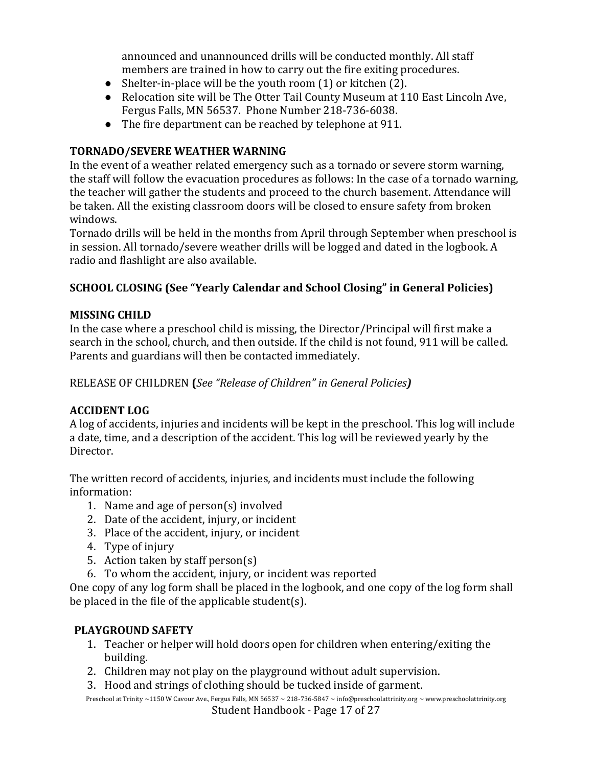announced and unannounced drills will be conducted monthly. All staff members are trained in how to carry out the fire exiting procedures.

- Shelter-in-place will be the youth room (1) or kitchen (2).
- Relocation site will be The Otter Tail County Museum at 110 East Lincoln Ave, Fergus Falls, MN 56537. Phone Number 218-736-6038.
- The fire department can be reached by telephone at 911.

**TORNADO/SEVERE WEATHER WARNING**

In the event of a weather related emergency such as a tornado or severe storm warning, the staff will follow the evacuation procedures as follows: In the case of a tornado warning, the teacher will gather the students and proceed to the church basement. Attendance will be taken. All the existing classroom doors will be closed to ensure safety from broken windows.

Tornado drills will be held in the months from April through September when preschool is in session. All tornado/severe weather drills will be logged and dated in the logbook. A radio and flashlight are also available.

**SCHOOL CLOSING (See "Yearly Calendar and School Closing" in General Policies)**

**MISSING CHILD**

In the case where a preschool child is missing, the Director/Principal will first make a search in the school, church, and then outside. If the child is not found, 911 will be called. Parents and guardians will then be contacted immediately.

RELEASE OF CHILDREN **(***See "Release of Children" in General Policies***)**

**ACCIDENT LOG**

A log of accidents, injuries and incidents will be kept in the preschool. This log will include a date, time, and a description of the accident. This log will be reviewed yearly by the Director.

The written record of accidents, injuries, and incidents must include the following information:

1. Name and age of person(s) involved
2. Date of the accident, injury, or incident
3. Place of the accident, injury, or incident
4. Type of injury
5. Action taken by staff person(s)
6. To whom the accident, injury, or incident was reported

One copy of any log form shall be placed in the logbook, and one copy of the log form shall be placed in the file of the applicable student(s).

**PLAYGROUND SAFETY**

1. Teacher or helper will hold doors open for children when entering/exiting the building.
2. Children may not play on the playground without adult supervision.
3. Hood and strings of clothing should be tucked inside of garment.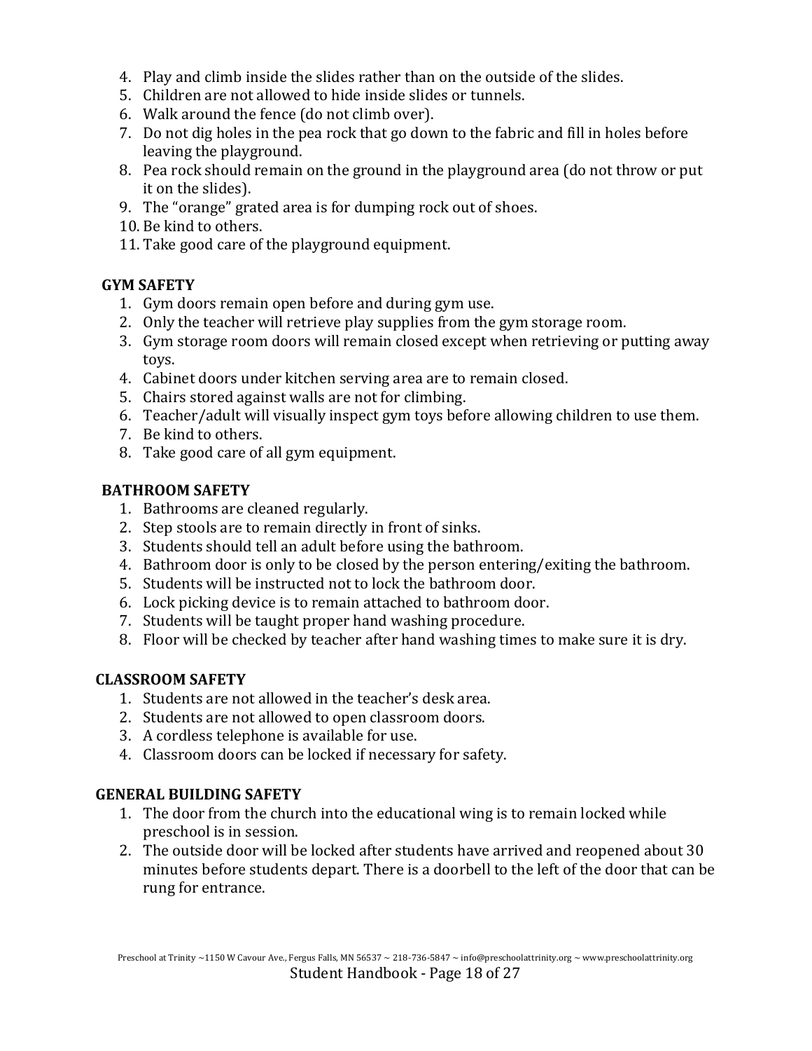4. Play and climb inside the slides rather than on the outside of the slides.
5. Children are not allowed to hide inside slides or tunnels.
6. Walk around the fence (do not climb over).
7. Do not dig holes in the pea rock that go down to the fabric and fill in holes before leaving the playground.
8. Pea rock should remain on the ground in the playground area (do not throw or put it on the slides).
9. The "orange" grated area is for dumping rock out of shoes.
10. Be kind to others.
11. Take good care of the playground equipment.

**GYM SAFETY**

1. Gym doors remain open before and during gym use.
2. Only the teacher will retrieve play supplies from the gym storage room.
3. Gym storage room doors will remain closed except when retrieving or putting away toys.
4. Cabinet doors under kitchen serving area are to remain closed.
5. Chairs stored against walls are not for climbing.
6. Teacher/adult will visually inspect gym toys before allowing children to use them.
7. Be kind to others.
8. Take good care of all gym equipment.

**BATHROOM SAFETY**

1. Bathrooms are cleaned regularly.
2. Step stools are to remain directly in front of sinks.
3. Students should tell an adult before using the bathroom.
4. Bathroom door is only to be closed by the person entering/exiting the bathroom.
5. Students will be instructed not to lock the bathroom door.
6. Lock picking device is to remain attached to bathroom door.
7. Students will be taught proper hand washing procedure.
8. Floor will be checked by teacher after hand washing times to make sure it is dry.

**CLASSROOM SAFETY**

1. Students are not allowed in the teacher's desk area.
2. Students are not allowed to open classroom doors.
3. A cordless telephone is available for use.
4. Classroom doors can be locked if necessary for safety.

**GENERAL BUILDING SAFETY**

1. The door from the church into the educational wing is to remain locked while preschool is in session.
2. The outside door will be locked after students have arrived and reopened about 30 minutes before students depart. There is a doorbell to the left of the door that can be rung for entrance.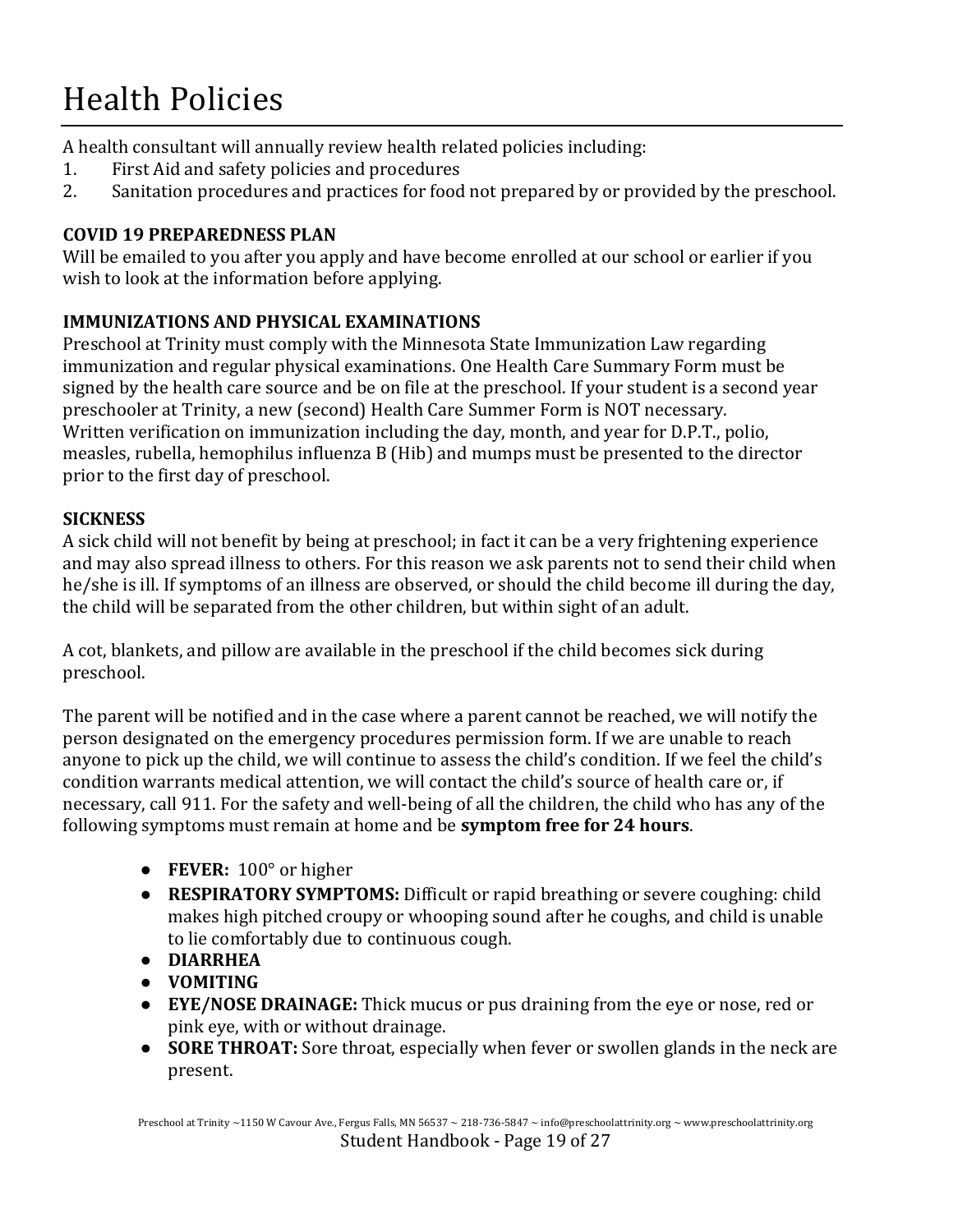# Health Policies

A health consultant will annually review health related policies including:

1. First Aid and safety policies and procedures
2. Sanitation procedures and practices for food not prepared by or provided by the preschool.

**COVID 19 PREPAREDNESS PLAN**
Will be emailed to you after you apply and have become enrolled at our school or earlier if you wish to look at the information before applying.

**IMMUNIZATIONS AND PHYSICAL EXAMINATIONS**
Preschool at Trinity must comply with the Minnesota State Immunization Law regarding immunization and regular physical examinations. One Health Care Summary Form must be signed by the health care source and be on file at the preschool. If your student is a second year preschooler at Trinity, a new (second) Health Care Summer Form is NOT necessary. Written verification on immunization including the day, month, and year for D.P.T., polio, measles, rubella, hemophilus influenza B (Hib) and mumps must be presented to the director prior to the first day of preschool.

**SICKNESS**
A sick child will not benefit by being at preschool; in fact it can be a very frightening experience and may also spread illness to others. For this reason we ask parents not to send their child when he/she is ill. If symptoms of an illness are observed, or should the child become ill during the day, the child will be separated from the other children, but within sight of an adult.

A cot, blankets, and pillow are available in the preschool if the child becomes sick during preschool.

The parent will be notified and in the case where a parent cannot be reached, we will notify the person designated on the emergency procedures permission form. If we are unable to reach anyone to pick up the child, we will continue to assess the child's condition. If we feel the child's condition warrants medical attention, we will contact the child's source of health care or, if necessary, call 911. For the safety and well-being of all the children, the child who has any of the following symptoms must remain at home and be **symptom free for 24 hours**.

- **FEVER:** 100° or higher
- **RESPIRATORY SYMPTOMS:** Difficult or rapid breathing or severe coughing: child makes high pitched croupy or whooping sound after he coughs, and child is unable to lie comfortably due to continuous cough.
- **DIARRHEA**
- **VOMITING**
- **EYE/NOSE DRAINAGE:** Thick mucus or pus draining from the eye or nose, red or pink eye, with or without drainage.
- **SORE THROAT:** Sore throat, especially when fever or swollen glands in the neck are present.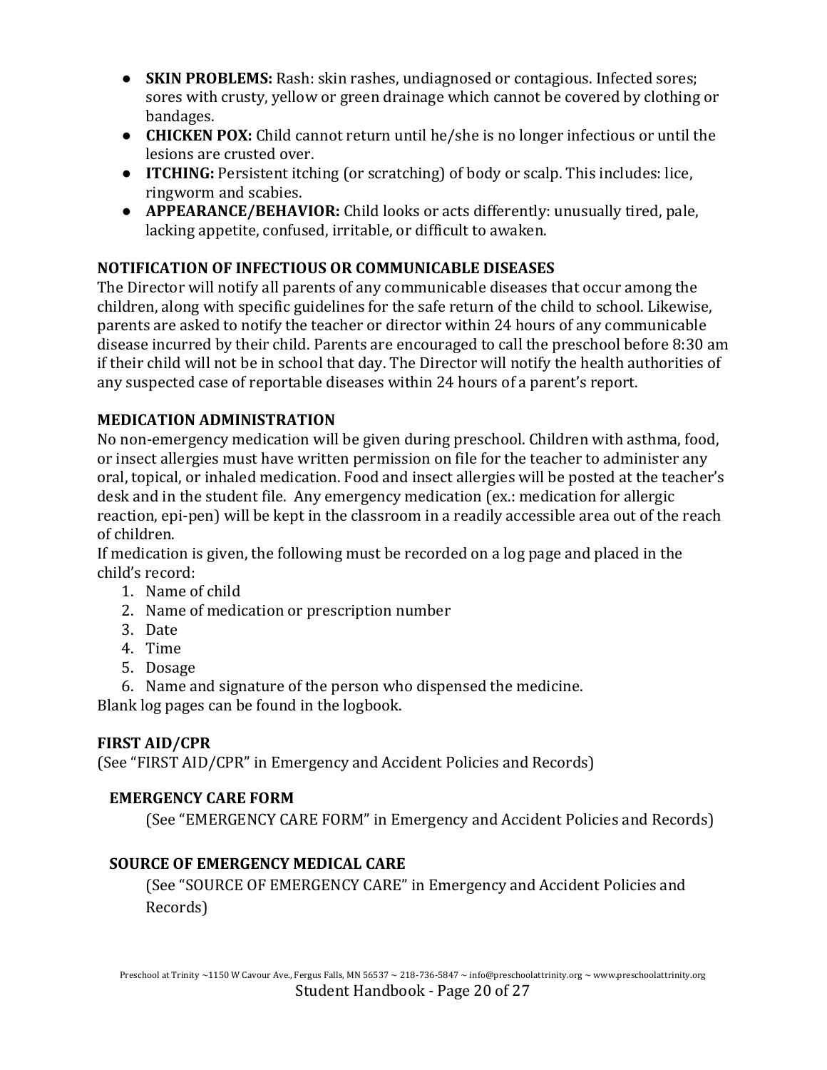- **SKIN PROBLEMS:** Rash: skin rashes, undiagnosed or contagious. Infected sores; sores with crusty, yellow or green drainage which cannot be covered by clothing or bandages.
- **CHICKEN POX:** Child cannot return until he/she is no longer infectious or until the lesions are crusted over.
- **ITCHING:** Persistent itching (or scratching) of body or scalp. This includes: lice, ringworm and scabies.
- **APPEARANCE/BEHAVIOR:** Child looks or acts differently: unusually tired, pale, lacking appetite, confused, irritable, or difficult to awaken.

**NOTIFICATION OF INFECTIOUS OR COMMUNICABLE DISEASES**

The Director will notify all parents of any communicable diseases that occur among the children, along with specific guidelines for the safe return of the child to school. Likewise, parents are asked to notify the teacher or director within 24 hours of any communicable disease incurred by their child. Parents are encouraged to call the preschool before 8:30 am if their child will not be in school that day. The Director will notify the health authorities of any suspected case of reportable diseases within 24 hours of a parent's report.

**MEDICATION ADMINISTRATION**

No non-emergency medication will be given during preschool. Children with asthma, food, or insect allergies must have written permission on file for the teacher to administer any oral, topical, or inhaled medication. Food and insect allergies will be posted at the teacher's desk and in the student file. Any emergency medication (ex.: medication for allergic reaction, epi-pen) will be kept in the classroom in a readily accessible area out of the reach of children.

If medication is given, the following must be recorded on a log page and placed in the child's record:

1. Name of child
2. Name of medication or prescription number
3. Date
4. Time
5. Dosage
6. Name and signature of the person who dispensed the medicine.

Blank log pages can be found in the logbook.

**FIRST AID/CPR**

(See "FIRST AID/CPR" in Emergency and Accident Policies and Records)

**EMERGENCY CARE FORM**

(See "EMERGENCY CARE FORM" in Emergency and Accident Policies and Records)

**SOURCE OF EMERGENCY MEDICAL CARE**

(See "SOURCE OF EMERGENCY CARE" in Emergency and Accident Policies and Records)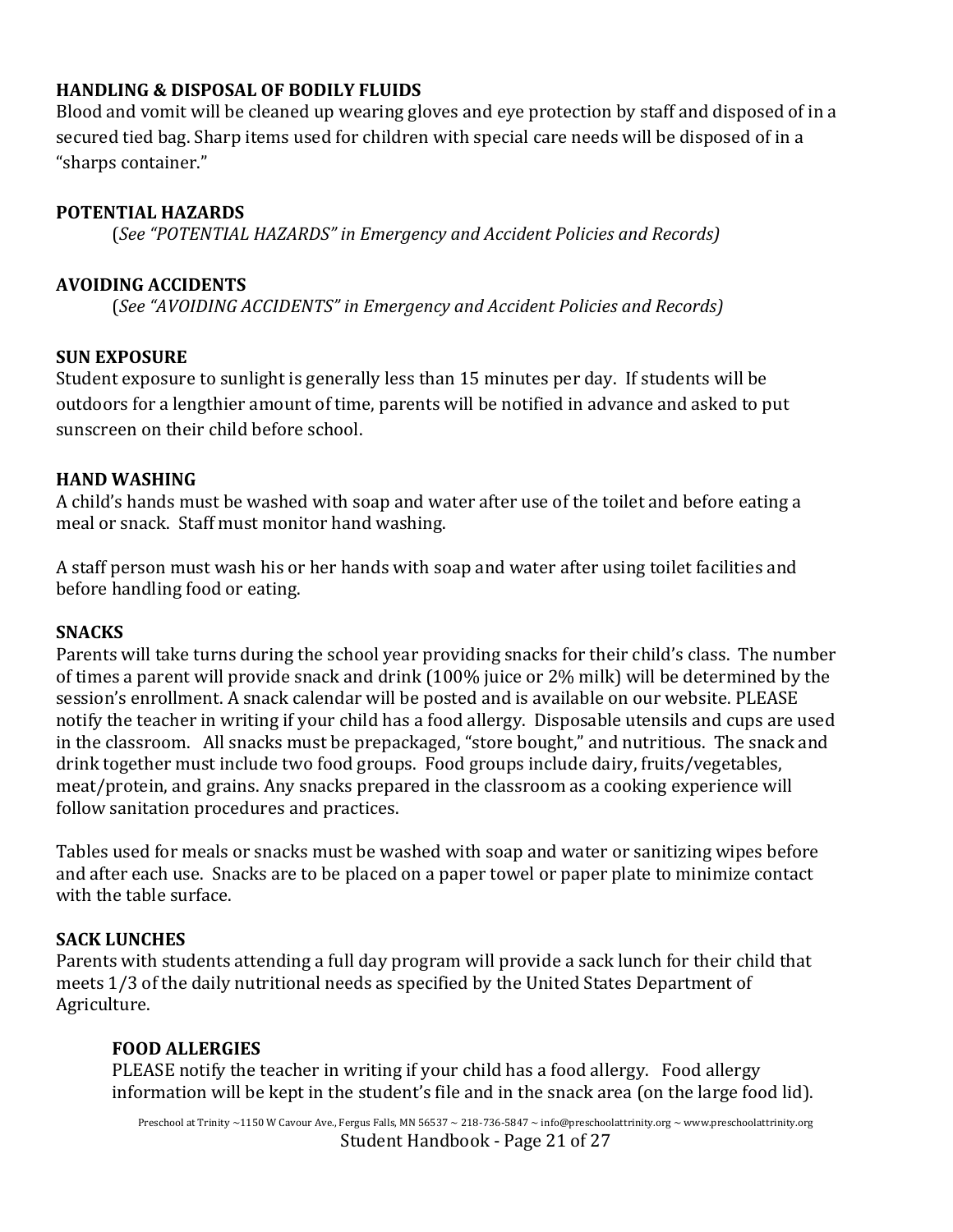**HANDLING & DISPOSAL OF BODILY FLUIDS**

Blood and vomit will be cleaned up wearing gloves and eye protection by staff and disposed of in a secured tied bag. Sharp items used for children with special care needs will be disposed of in a "sharps container."

**POTENTIAL HAZARDS**

(*See "POTENTIAL HAZARDS" in Emergency and Accident Policies and Records)*

**AVOIDING ACCIDENTS**

(*See "AVOIDING ACCIDENTS" in Emergency and Accident Policies and Records)*

**SUN EXPOSURE**

Student exposure to sunlight is generally less than 15 minutes per day. If students will be outdoors for a lengthier amount of time, parents will be notified in advance and asked to put sunscreen on their child before school.

**HAND WASHING**

A child's hands must be washed with soap and water after use of the toilet and before eating a meal or snack. Staff must monitor hand washing.

A staff person must wash his or her hands with soap and water after using toilet facilities and before handling food or eating.

**SNACKS**

Parents will take turns during the school year providing snacks for their child's class. The number of times a parent will provide snack and drink (100% juice or 2% milk) will be determined by the session's enrollment. A snack calendar will be posted and is available on our website. PLEASE notify the teacher in writing if your child has a food allergy. Disposable utensils and cups are used in the classroom. All snacks must be prepackaged, "store bought," and nutritious. The snack and drink together must include two food groups. Food groups include dairy, fruits/vegetables, meat/protein, and grains. Any snacks prepared in the classroom as a cooking experience will follow sanitation procedures and practices.

Tables used for meals or snacks must be washed with soap and water or sanitizing wipes before and after each use. Snacks are to be placed on a paper towel or paper plate to minimize contact with the table surface.

**SACK LUNCHES**

Parents with students attending a full day program will provide a sack lunch for their child that meets 1/3 of the daily nutritional needs as specified by the United States Department of Agriculture.

**FOOD ALLERGIES**

PLEASE notify the teacher in writing if your child has a food allergy. Food allergy information will be kept in the student's file and in the snack area (on the large food lid).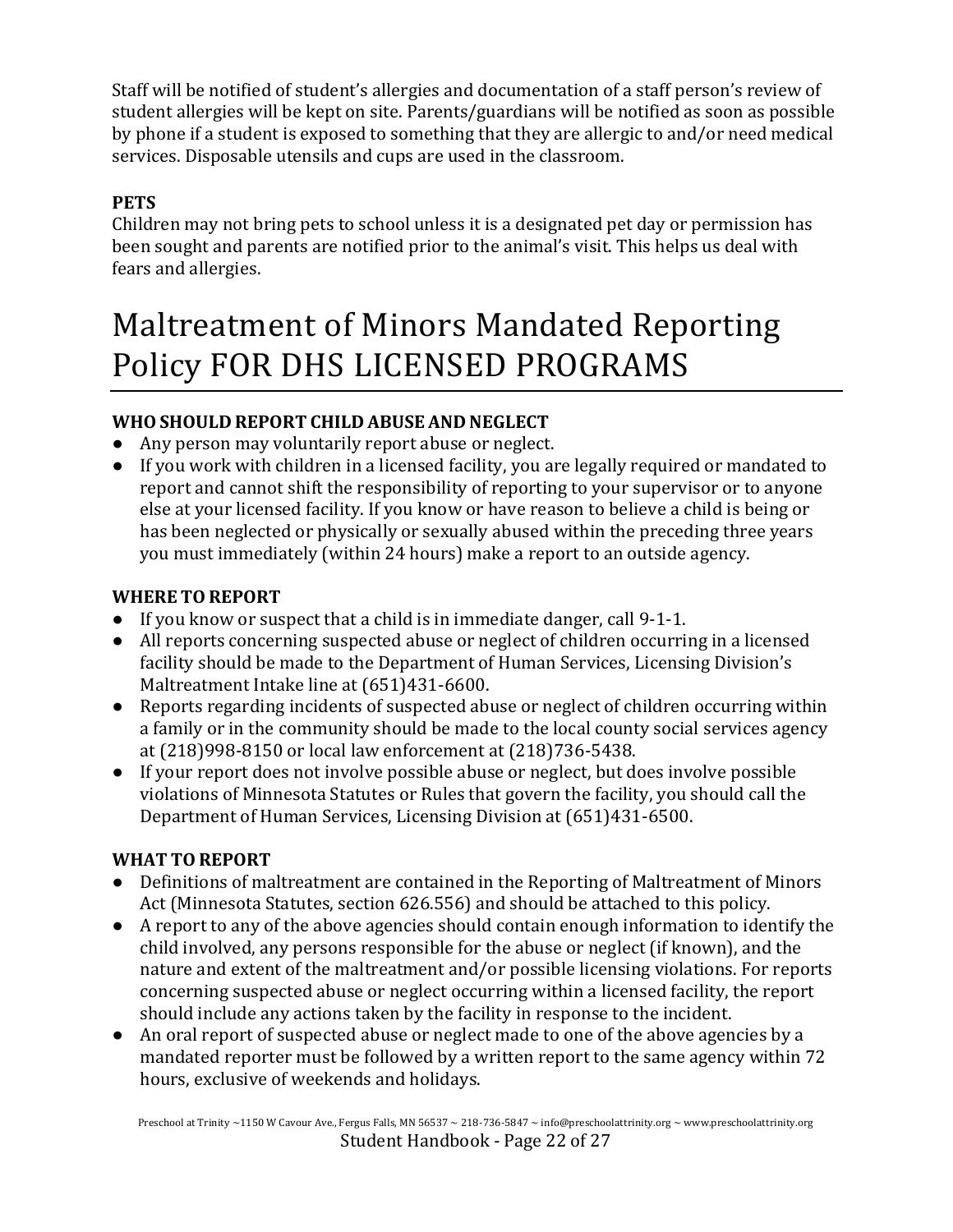Staff will be notified of student's allergies and documentation of a staff person's review of student allergies will be kept on site. Parents/guardians will be notified as soon as possible by phone if a student is exposed to something that they are allergic to and/or need medical services. Disposable utensils and cups are used in the classroom.

**PETS**
Children may not bring pets to school unless it is a designated pet day or permission has been sought and parents are notified prior to the animal's visit. This helps us deal with fears and allergies.

# Maltreatment of Minors Mandated Reporting Policy FOR DHS LICENSED PROGRAMS

**WHO SHOULD REPORT CHILD ABUSE AND NEGLECT**

- Any person may voluntarily report abuse or neglect.
- If you work with children in a licensed facility, you are legally required or mandated to report and cannot shift the responsibility of reporting to your supervisor or to anyone else at your licensed facility. If you know or have reason to believe a child is being or has been neglected or physically or sexually abused within the preceding three years you must immediately (within 24 hours) make a report to an outside agency.

**WHERE TO REPORT**

- If you know or suspect that a child is in immediate danger, call 9-1-1.
- All reports concerning suspected abuse or neglect of children occurring in a licensed facility should be made to the Department of Human Services, Licensing Division's Maltreatment Intake line at (651)431-6600.
- Reports regarding incidents of suspected abuse or neglect of children occurring within a family or in the community should be made to the local county social services agency at (218)998-8150 or local law enforcement at (218)736-5438.
- If your report does not involve possible abuse or neglect, but does involve possible violations of Minnesota Statutes or Rules that govern the facility, you should call the Department of Human Services, Licensing Division at (651)431-6500.

**WHAT TO REPORT**

- Definitions of maltreatment are contained in the Reporting of Maltreatment of Minors Act (Minnesota Statutes, section 626.556) and should be attached to this policy.
- A report to any of the above agencies should contain enough information to identify the child involved, any persons responsible for the abuse or neglect (if known), and the nature and extent of the maltreatment and/or possible licensing violations. For reports concerning suspected abuse or neglect occurring within a licensed facility, the report should include any actions taken by the facility in response to the incident.
- An oral report of suspected abuse or neglect made to one of the above agencies by a mandated reporter must be followed by a written report to the same agency within 72 hours, exclusive of weekends and holidays.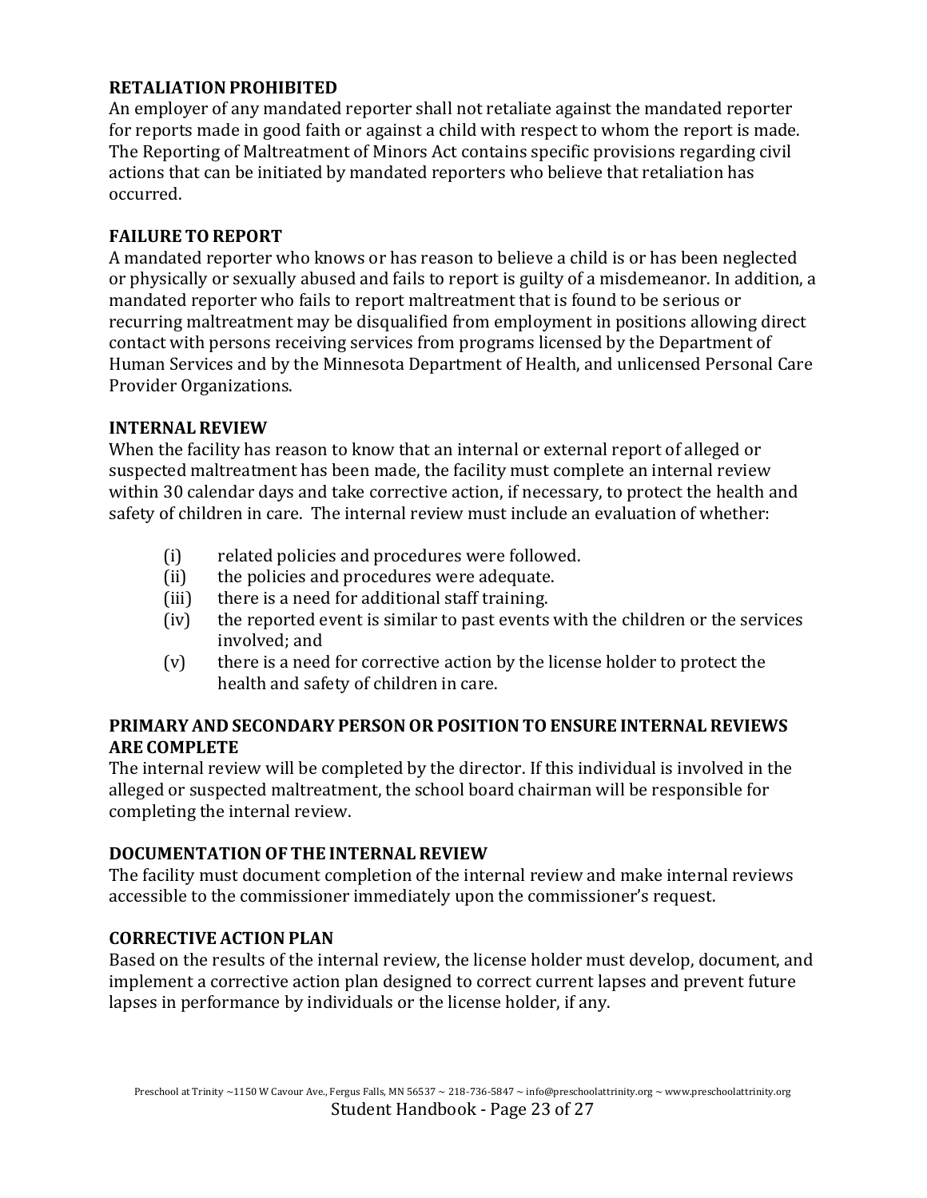**RETALIATION PROHIBITED**
An employer of any mandated reporter shall not retaliate against the mandated reporter for reports made in good faith or against a child with respect to whom the report is made. The Reporting of Maltreatment of Minors Act contains specific provisions regarding civil actions that can be initiated by mandated reporters who believe that retaliation has occurred.

**FAILURE TO REPORT**
A mandated reporter who knows or has reason to believe a child is or has been neglected or physically or sexually abused and fails to report is guilty of a misdemeanor. In addition, a mandated reporter who fails to report maltreatment that is found to be serious or recurring maltreatment may be disqualified from employment in positions allowing direct contact with persons receiving services from programs licensed by the Department of Human Services and by the Minnesota Department of Health, and unlicensed Personal Care Provider Organizations.

**INTERNAL REVIEW**
When the facility has reason to know that an internal or external report of alleged or suspected maltreatment has been made, the facility must complete an internal review within 30 calendar days and take corrective action, if necessary, to protect the health and safety of children in care. The internal review must include an evaluation of whether:

(i) related policies and procedures were followed.
(ii) the policies and procedures were adequate.
(iii) there is a need for additional staff training.
(iv) the reported event is similar to past events with the children or the services involved; and
(v) there is a need for corrective action by the license holder to protect the health and safety of children in care.

**PRIMARY AND SECONDARY PERSON OR POSITION TO ENSURE INTERNAL REVIEWS ARE COMPLETE**
The internal review will be completed by the director. If this individual is involved in the alleged or suspected maltreatment, the school board chairman will be responsible for completing the internal review.

**DOCUMENTATION OF THE INTERNAL REVIEW**
The facility must document completion of the internal review and make internal reviews accessible to the commissioner immediately upon the commissioner's request.

**CORRECTIVE ACTION PLAN**
Based on the results of the internal review, the license holder must develop, document, and implement a corrective action plan designed to correct current lapses and prevent future lapses in performance by individuals or the license holder, if any.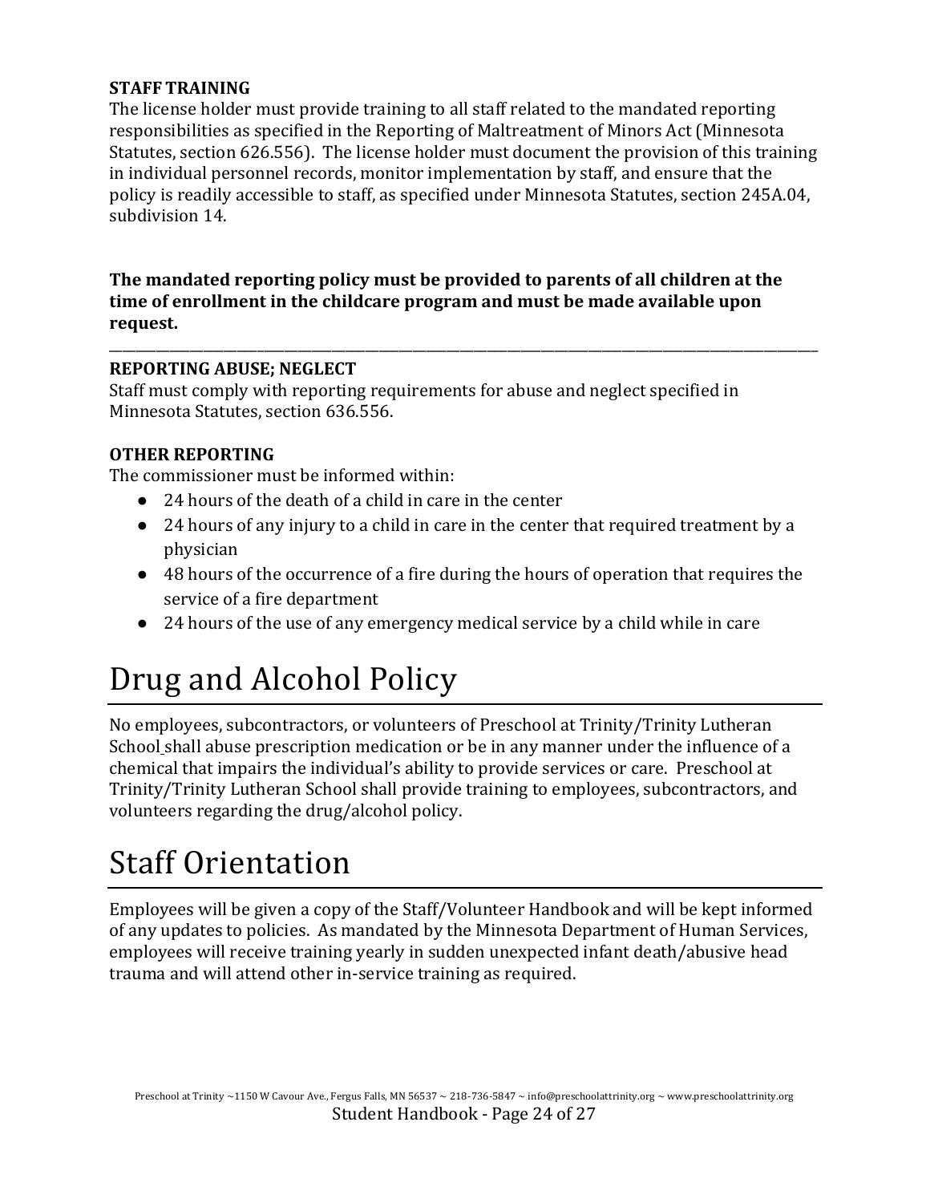**STAFF TRAINING**

The license holder must provide training to all staff related to the mandated reporting responsibilities as specified in the Reporting of Maltreatment of Minors Act (Minnesota Statutes, section 626.556). The license holder must document the provision of this training in individual personnel records, monitor implementation by staff, and ensure that the policy is readily accessible to staff, as specified under Minnesota Statutes, section 245A.04, subdivision 14.

**The mandated reporting policy must be provided to parents of all children at the time of enrollment in the childcare program and must be made available upon request.**

---

**REPORTING ABUSE; NEGLECT**

Staff must comply with reporting requirements for abuse and neglect specified in Minnesota Statutes, section 636.556.

**OTHER REPORTING**

The commissioner must be informed within:

- 24 hours of the death of a child in care in the center
- 24 hours of any injury to a child in care in the center that required treatment by a physician
- 48 hours of the occurrence of a fire during the hours of operation that requires the service of a fire department
- 24 hours of the use of any emergency medical service by a child while in care

# Drug and Alcohol Policy

No employees, subcontractors, or volunteers of Preschool at Trinity/Trinity Lutheran School shall abuse prescription medication or be in any manner under the influence of a chemical that impairs the individual's ability to provide services or care. Preschool at Trinity/Trinity Lutheran School shall provide training to employees, subcontractors, and volunteers regarding the drug/alcohol policy.

# Staff Orientation

Employees will be given a copy of the Staff/Volunteer Handbook and will be kept informed of any updates to policies. As mandated by the Minnesota Department of Human Services, employees will receive training yearly in sudden unexpected infant death/abusive head trauma and will attend other in-service training as required.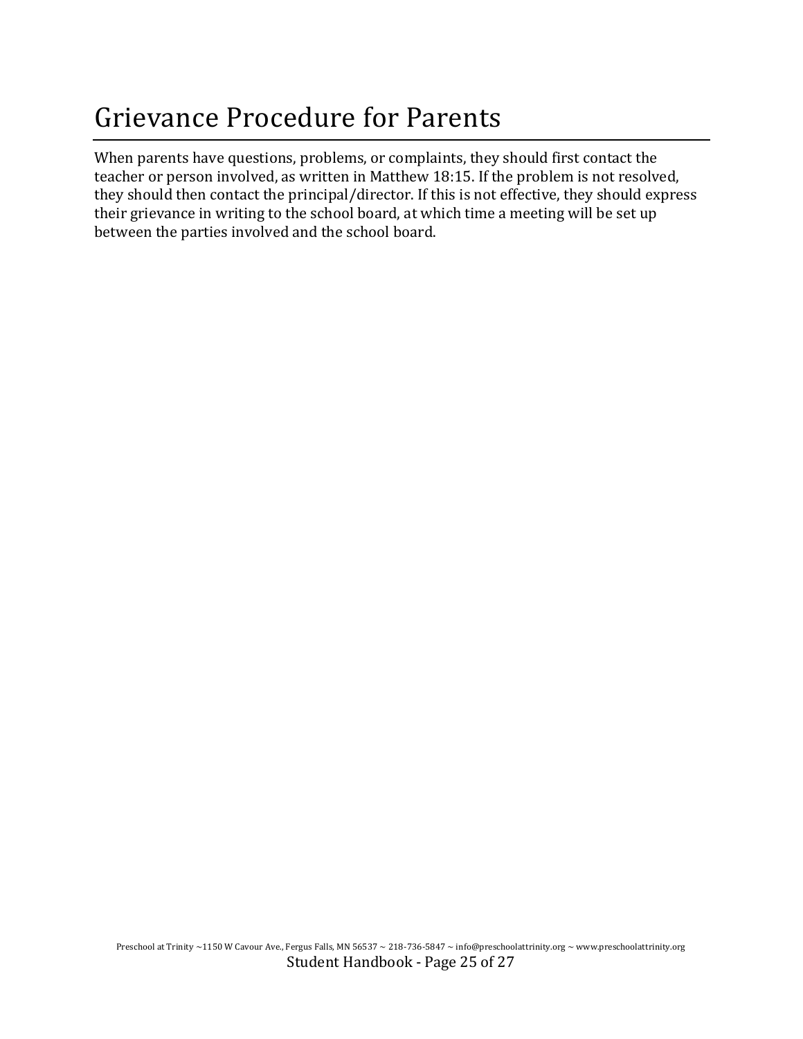# Grievance Procedure for Parents

When parents have questions, problems, or complaints, they should first contact the teacher or person involved, as written in Matthew 18:15. If the problem is not resolved, they should then contact the principal/director. If this is not effective, they should express their grievance in writing to the school board, at which time a meeting will be set up between the parties involved and the school board.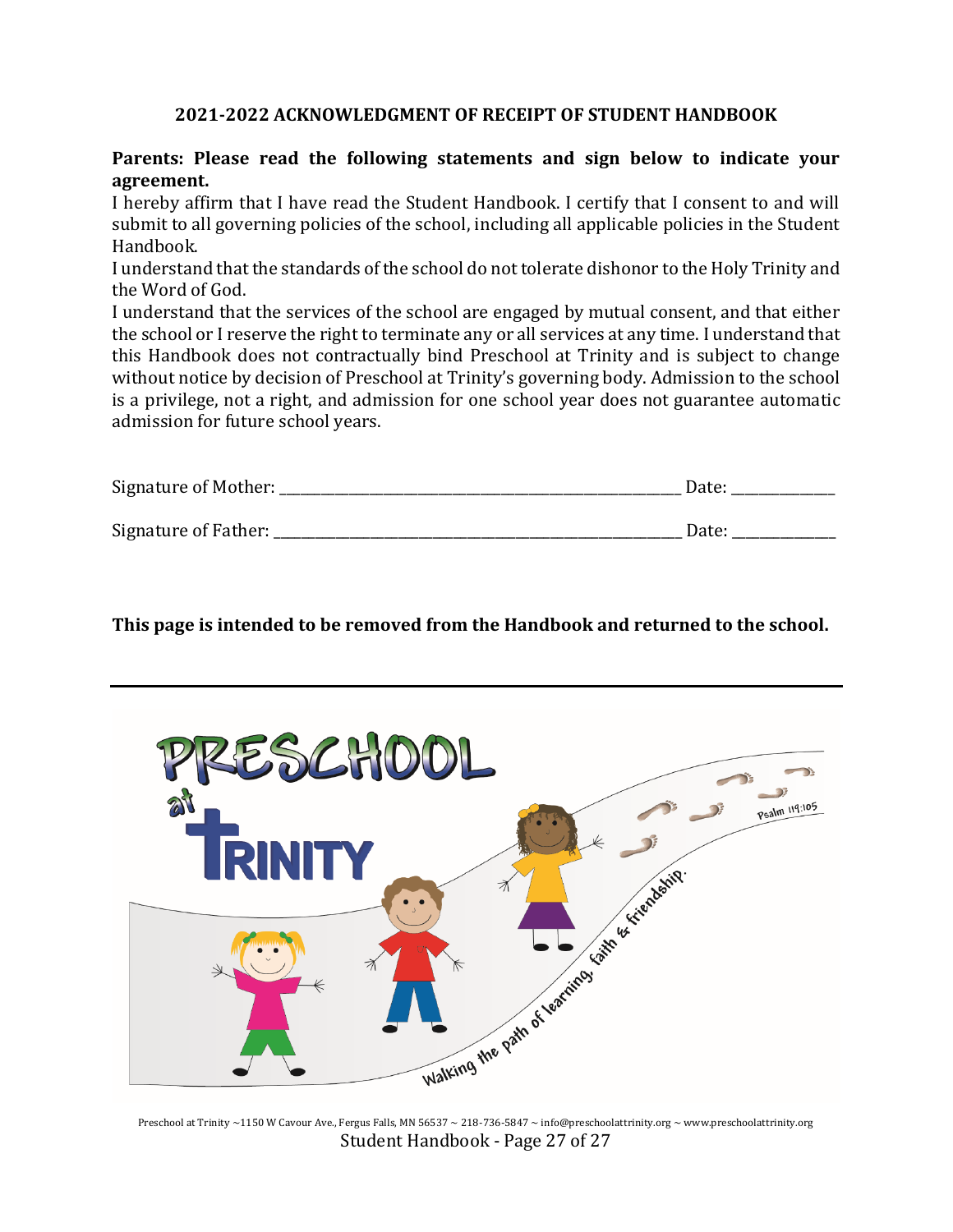## 2021-2022 ACKNOWLEDGMENT OF RECEIPT OF STUDENT HANDBOOK

**Parents: Please read the following statements and sign below to indicate your agreement.**

I hereby affirm that I have read the Student Handbook. I certify that I consent to and will submit to all governing policies of the school, including all applicable policies in the Student Handbook.

I understand that the standards of the school do not tolerate dishonor to the Holy Trinity and the Word of God.

I understand that the services of the school are engaged by mutual consent, and that either the school or I reserve the right to terminate any or all services at any time. I understand that this Handbook does not contractually bind Preschool at Trinity and is subject to change without notice by decision of Preschool at Trinity's governing body. Admission to the school is a privilege, not a right, and admission for one school year does not guarantee automatic admission for future school years.

Signature of Mother: _______________________________________________ Date: ____________

Signature of Father: ________________________________________________ Date: ____________

**This page is intended to be removed from the Handbook and returned to the school.**

PRESCHOOL at TRINITY

Walking the path of learning, faith & friendship.

Psalm 119:105

Preschool at Trinity ~1150 W Cavour Ave., Fergus Falls, MN 56537 ~ 218-736-5847 ~ info@preschoolattrinity.org ~ www.preschoolattrinity.org